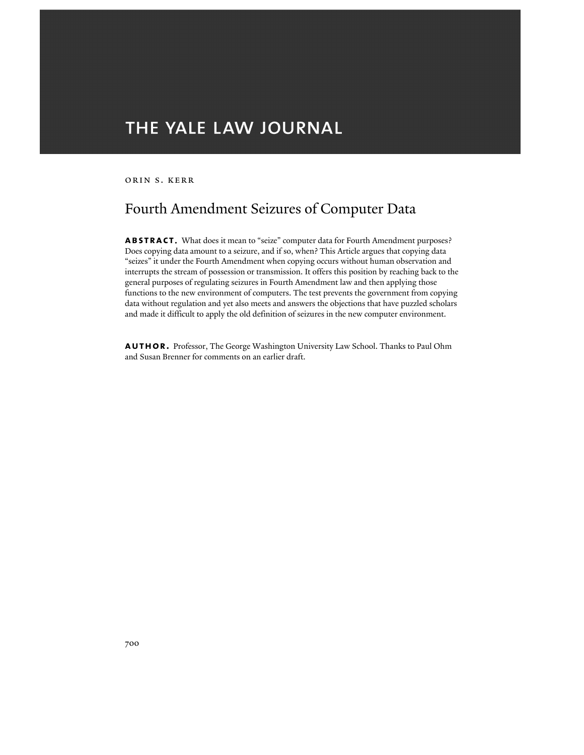THE YALE LAW JOURNAL

ORIN S. KERR

# Fourth Amendment Seizures of Computer Data

**ABSTRACT.** What does it mean to "seize" computer data for Fourth Amendment purposes? Does copying data amount to a seizure, and if so, when? This Article argues that copying data "seizes" it under the Fourth Amendment when copying occurs without human observation and interrupts the stream of possession or transmission. It offers this position by reaching back to the general purposes of regulating seizures in Fourth Amendment law and then applying those functions to the new environment of computers. The test prevents the government from copying data without regulation and yet also meets and answers the objections that have puzzled scholars and made it difficult to apply the old definition of seizures in the new computer environment.

**AUTHOR.** Professor, The George Washington University Law School. Thanks to Paul Ohm and Susan Brenner for comments on an earlier draft.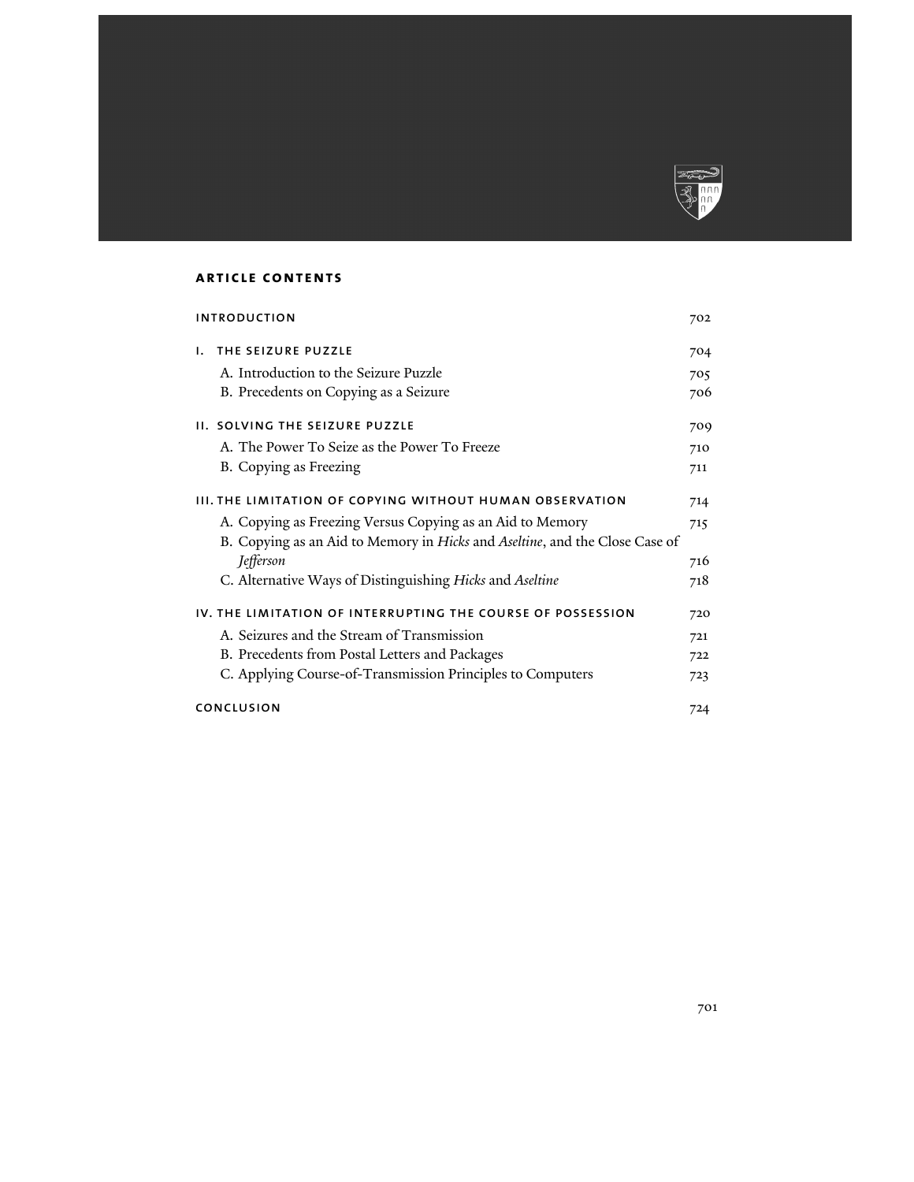## ARTICLE CONTENTS

| | |
|---|---|
| INTRODUCTION | 702 |
| I. THE SEIZURE PUZZLE | 704 |
| A. Introduction to the Seizure Puzzle | 705 |
| B. Precedents on Copying as a Seizure | 706 |
| II. SOLVING THE SEIZURE PUZZLE | 709 |
| A. The Power To Seize as the Power To Freeze | 710 |
| B. Copying as Freezing | 711 |
| III. THE LIMITATION OF COPYING WITHOUT HUMAN OBSERVATION | 714 |
| A. Copying as Freezing Versus Copying as an Aid to Memory | 715 |
| B. Copying as an Aid to Memory in *Hicks* and *Aseltine*, and the Close Case of *Jefferson* | 716 |
| C. Alternative Ways of Distinguishing *Hicks* and *Aseltine* | 718 |
| IV. THE LIMITATION OF INTERRUPTING THE COURSE OF POSSESSION | 720 |
| A. Seizures and the Stream of Transmission | 721 |
| B. Precedents from Postal Letters and Packages | 722 |
| C. Applying Course-of-Transmission Principles to Computers | 723 |
| CONCLUSION | 724 |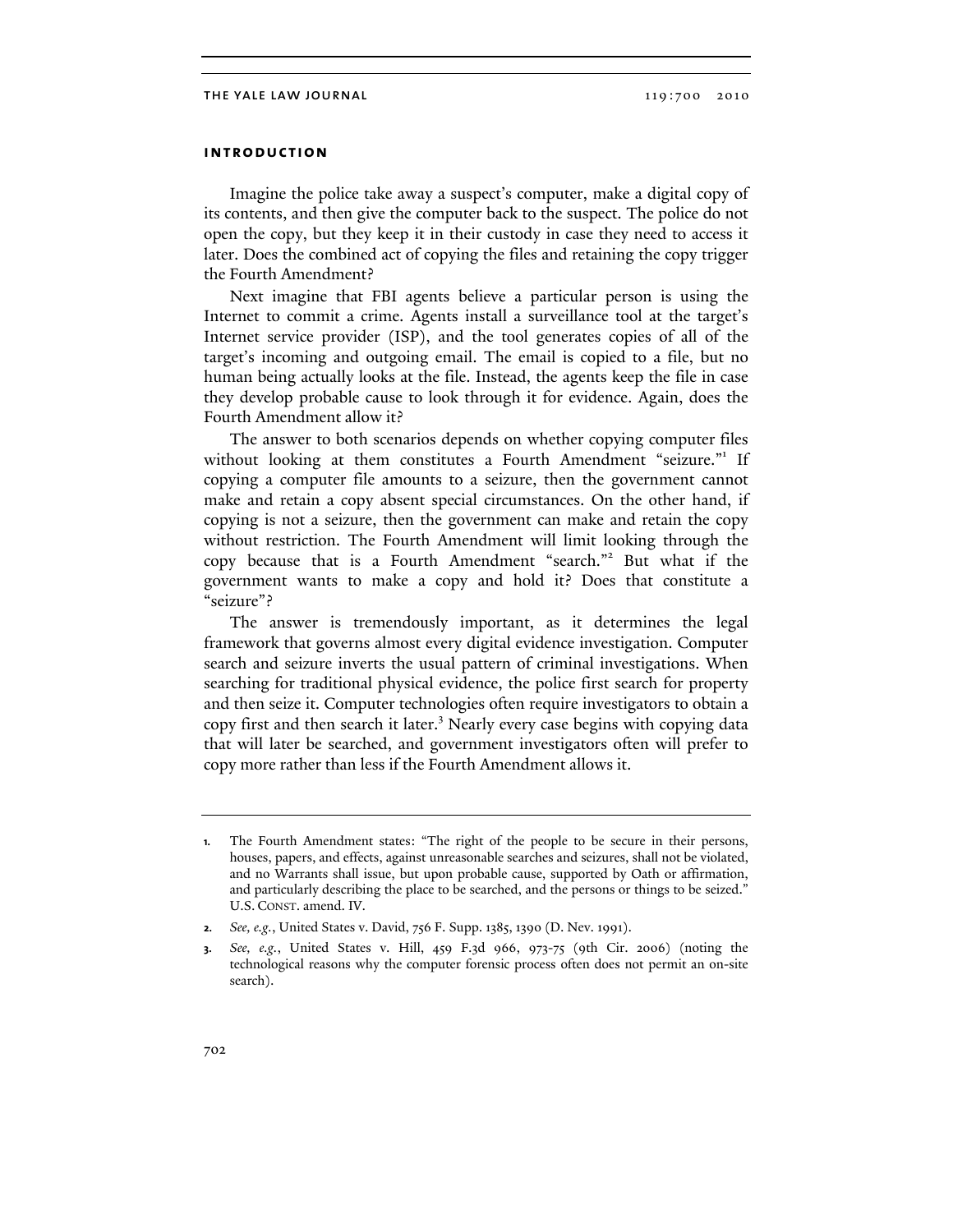## introduction

Imagine the police take away a suspect's computer, make a digital copy of its contents, and then give the computer back to the suspect. The police do not open the copy, but they keep it in their custody in case they need to access it later. Does the combined act of copying the files and retaining the copy trigger the Fourth Amendment?

Next imagine that FBI agents believe a particular person is using the Internet to commit a crime. Agents install a surveillance tool at the target's Internet service provider (ISP), and the tool generates copies of all of the target's incoming and outgoing email. The email is copied to a file, but no human being actually looks at the file. Instead, the agents keep the file in case they develop probable cause to look through it for evidence. Again, does the Fourth Amendment allow it?

The answer to both scenarios depends on whether copying computer files without looking at them constitutes a Fourth Amendment "seizure."[1] If copying a computer file amounts to a seizure, then the government cannot make and retain a copy absent special circumstances. On the other hand, if copying is not a seizure, then the government can make and retain the copy without restriction. The Fourth Amendment will limit looking through the copy because that is a Fourth Amendment "search."[2] But what if the government wants to make a copy and hold it? Does that constitute a "seizure"?

The answer is tremendously important, as it determines the legal framework that governs almost every digital evidence investigation. Computer search and seizure inverts the usual pattern of criminal investigations. When searching for traditional physical evidence, the police first search for property and then seize it. Computer technologies often require investigators to obtain a copy first and then search it later.[3] Nearly every case begins with copying data that will later be searched, and government investigators often will prefer to copy more rather than less if the Fourth Amendment allows it.

---

1. The Fourth Amendment states: "The right of the people to be secure in their persons, houses, papers, and effects, against unreasonable searches and seizures, shall not be violated, and no Warrants shall issue, but upon probable cause, supported by Oath or affirmation, and particularly describing the place to be searched, and the persons or things to be seized." U.S. Const. amend. IV.

2. *See, e.g.*, United States v. David, 756 F. Supp. 1385, 1390 (D. Nev. 1991).

3. *See, e.g.*, United States v. Hill, 459 F.3d 966, 973-75 (9th Cir. 2006) (noting the technological reasons why the computer forensic process often does not permit an on-site search).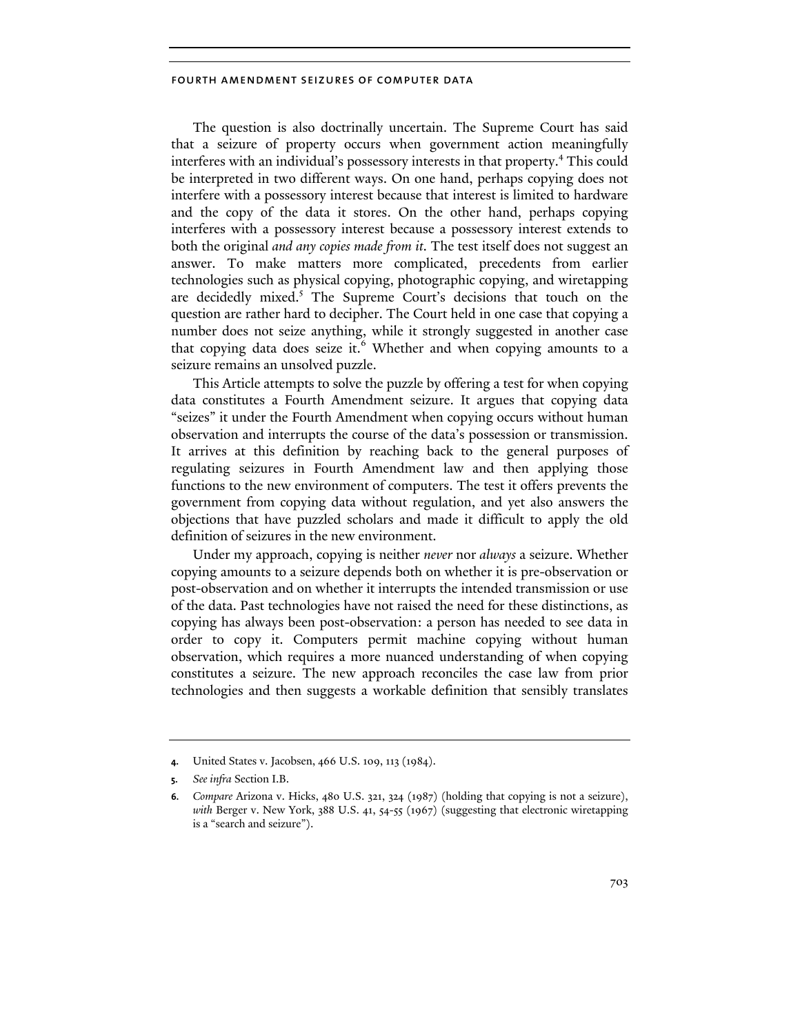The question is also doctrinally uncertain. The Supreme Court has said that a seizure of property occurs when government action meaningfully interferes with an individual's possessory interests in that property.[4] This could be interpreted in two different ways. On one hand, perhaps copying does not interfere with a possessory interest because that interest is limited to hardware and the copy of the data it stores. On the other hand, perhaps copying interferes with a possessory interest because a possessory interest extends to both the original *and any copies made from it*. The test itself does not suggest an answer. To make matters more complicated, precedents from earlier technologies such as physical copying, photographic copying, and wiretapping are decidedly mixed.[5] The Supreme Court's decisions that touch on the question are rather hard to decipher. The Court held in one case that copying a number does not seize anything, while it strongly suggested in another case that copying data does seize it.[6] Whether and when copying amounts to a seizure remains an unsolved puzzle.

This Article attempts to solve the puzzle by offering a test for when copying data constitutes a Fourth Amendment seizure. It argues that copying data "seizes" it under the Fourth Amendment when copying occurs without human observation and interrupts the course of the data's possession or transmission. It arrives at this definition by reaching back to the general purposes of regulating seizures in Fourth Amendment law and then applying those functions to the new environment of computers. The test it offers prevents the government from copying data without regulation, and yet also answers the objections that have puzzled scholars and made it difficult to apply the old definition of seizures in the new environment.

Under my approach, copying is neither *never* nor *always* a seizure. Whether copying amounts to a seizure depends both on whether it is pre-observation or post-observation and on whether it interrupts the intended transmission or use of the data. Past technologies have not raised the need for these distinctions, as copying has always been post-observation: a person has needed to see data in order to copy it. Computers permit machine copying without human observation, which requires a more nuanced understanding of when copying constitutes a seizure. The new approach reconciles the case law from prior technologies and then suggests a workable definition that sensibly translates

---

4. United States v. Jacobsen, 466 U.S. 109, 113 (1984).

5. *See infra* Section I.B.

6. *Compare* Arizona v. Hicks, 480 U.S. 321, 324 (1987) (holding that copying is not a seizure), *with* Berger v. New York, 388 U.S. 41, 54-55 (1967) (suggesting that electronic wiretapping is a "search and seizure").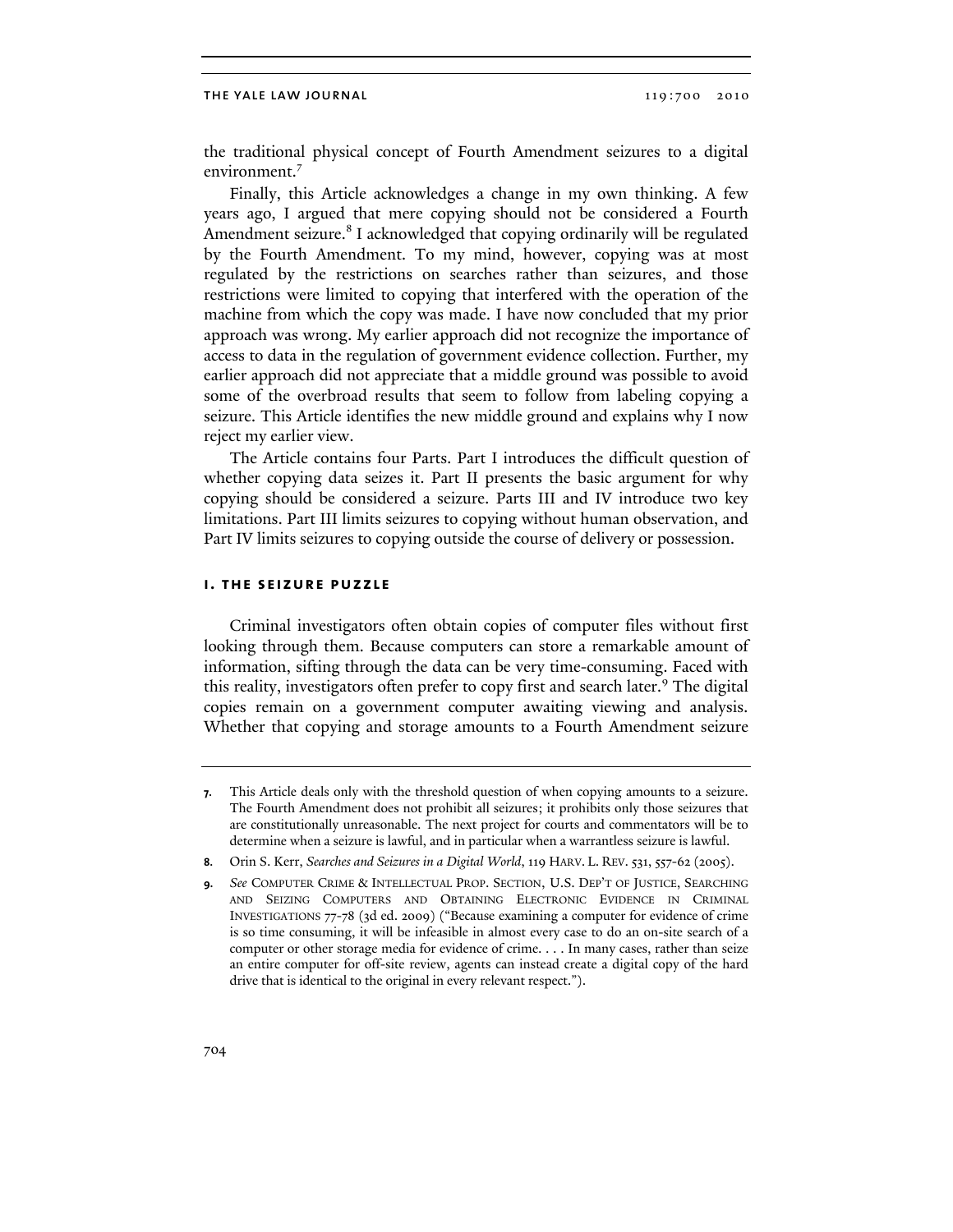the traditional physical concept of Fourth Amendment seizures to a digital environment.[7]

Finally, this Article acknowledges a change in my own thinking. A few years ago, I argued that mere copying should not be considered a Fourth Amendment seizure.[8] I acknowledged that copying ordinarily will be regulated by the Fourth Amendment. To my mind, however, copying was at most regulated by the restrictions on searches rather than seizures, and those restrictions were limited to copying that interfered with the operation of the machine from which the copy was made. I have now concluded that my prior approach was wrong. My earlier approach did not recognize the importance of access to data in the regulation of government evidence collection. Further, my earlier approach did not appreciate that a middle ground was possible to avoid some of the overbroad results that seem to follow from labeling copying a seizure. This Article identifies the new middle ground and explains why I now reject my earlier view.

The Article contains four Parts. Part I introduces the difficult question of whether copying data seizes it. Part II presents the basic argument for why copying should be considered a seizure. Parts III and IV introduce two key limitations. Part III limits seizures to copying without human observation, and Part IV limits seizures to copying outside the course of delivery or possession.

## I. THE SEIZURE PUZZLE

Criminal investigators often obtain copies of computer files without first looking through them. Because computers can store a remarkable amount of information, sifting through the data can be very time-consuming. Faced with this reality, investigators often prefer to copy first and search later.[9] The digital copies remain on a government computer awaiting viewing and analysis. Whether that copying and storage amounts to a Fourth Amendment seizure

---

7. This Article deals only with the threshold question of when copying amounts to a seizure. The Fourth Amendment does not prohibit all seizures; it prohibits only those seizures that are constitutionally unreasonable. The next project for courts and commentators will be to determine when a seizure is lawful, and in particular when a warrantless seizure is lawful.

8. Orin S. Kerr, *Searches and Seizures in a Digital World*, 119 HARV. L. REV. 531, 557-62 (2005).

9. *See* COMPUTER CRIME & INTELLECTUAL PROP. SECTION, U.S. DEP'T OF JUSTICE, SEARCHING AND SEIZING COMPUTERS AND OBTAINING ELECTRONIC EVIDENCE IN CRIMINAL INVESTIGATIONS 77-78 (3d ed. 2009) ("Because examining a computer for evidence of crime is so time consuming, it will be infeasible in almost every case to do an on-site search of a computer or other storage media for evidence of crime. . . . In many cases, rather than seize an entire computer for off-site review, agents can instead create a digital copy of the hard drive that is identical to the original in every relevant respect.").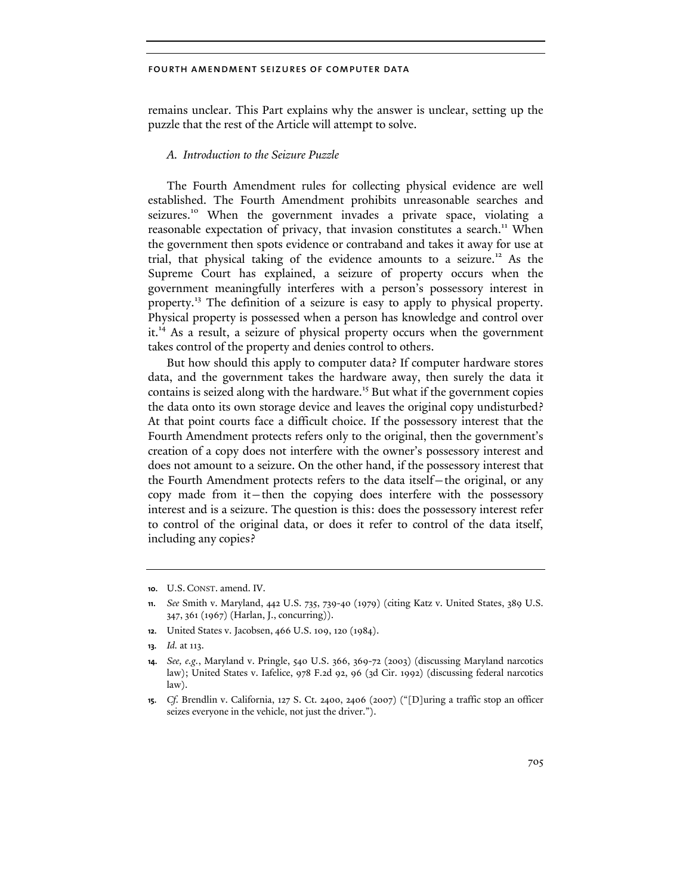remains unclear. This Part explains why the answer is unclear, setting up the puzzle that the rest of the Article will attempt to solve.

### *A. Introduction to the Seizure Puzzle*

The Fourth Amendment rules for collecting physical evidence are well established. The Fourth Amendment prohibits unreasonable searches and seizures.[10] When the government invades a private space, violating a reasonable expectation of privacy, that invasion constitutes a search.[11] When the government then spots evidence or contraband and takes it away for use at trial, that physical taking of the evidence amounts to a seizure.[12] As the Supreme Court has explained, a seizure of property occurs when the government meaningfully interferes with a person's possessory interest in property.[13] The definition of a seizure is easy to apply to physical property. Physical property is possessed when a person has knowledge and control over it.[14] As a result, a seizure of physical property occurs when the government takes control of the property and denies control to others.

But how should this apply to computer data? If computer hardware stores data, and the government takes the hardware away, then surely the data it contains is seized along with the hardware.[15] But what if the government copies the data onto its own storage device and leaves the original copy undisturbed? At that point courts face a difficult choice. If the possessory interest that the Fourth Amendment protects refers only to the original, then the government's creation of a copy does not interfere with the owner's possessory interest and does not amount to a seizure. On the other hand, if the possessory interest that the Fourth Amendment protects refers to the data itself—the original, or any copy made from it—then the copying does interfere with the possessory interest and is a seizure. The question is this: does the possessory interest refer to control of the original data, or does it refer to control of the data itself, including any copies?

---

10. U.S. CONST. amend. IV.

11. *See* Smith v. Maryland, 442 U.S. 735, 739-40 (1979) (citing Katz v. United States, 389 U.S. 347, 361 (1967) (Harlan, J., concurring)).

12. United States v. Jacobsen, 466 U.S. 109, 120 (1984).

13. *Id.* at 113.

14. *See, e.g.*, Maryland v. Pringle, 540 U.S. 366, 369-72 (2003) (discussing Maryland narcotics law); United States v. Iafelice, 978 F.2d 92, 96 (3d Cir. 1992) (discussing federal narcotics law).

15. *Cf.* Brendlin v. California, 127 S. Ct. 2400, 2406 (2007) ("[D]uring a traffic stop an officer seizes everyone in the vehicle, not just the driver.").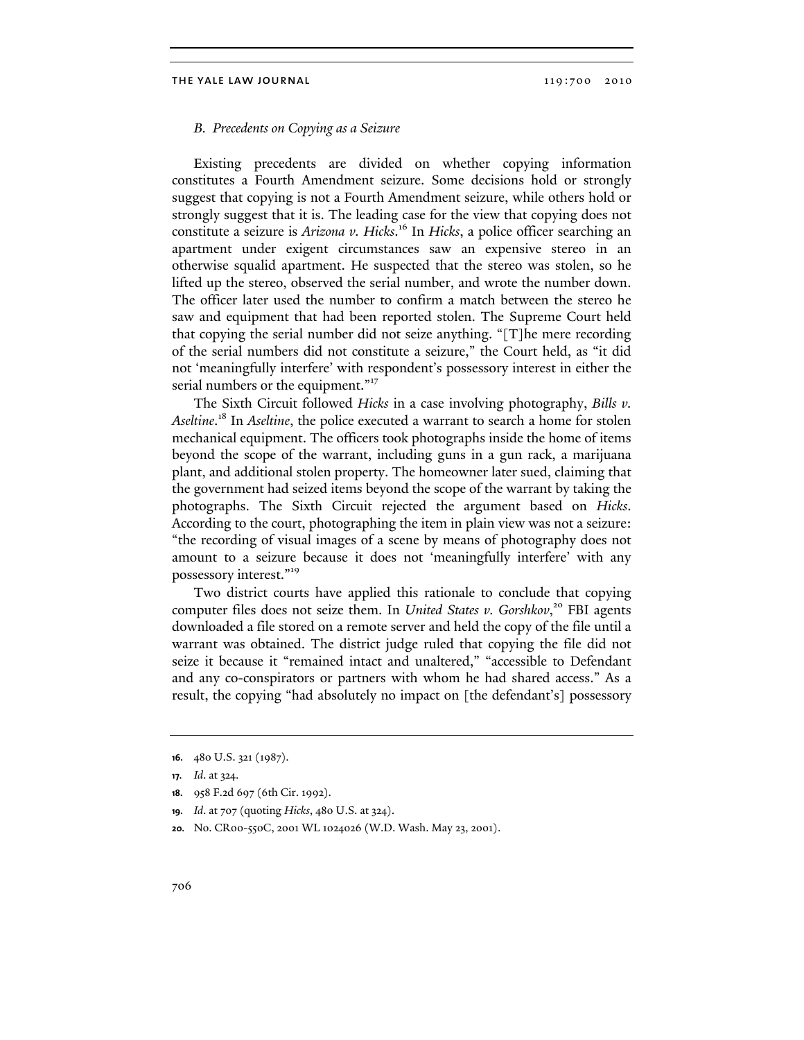### *B. Precedents on Copying as a Seizure*

Existing precedents are divided on whether copying information constitutes a Fourth Amendment seizure. Some decisions hold or strongly suggest that copying is not a Fourth Amendment seizure, while others hold or strongly suggest that it is. The leading case for the view that copying does not constitute a seizure is *Arizona v. Hicks*.[16] In *Hicks*, a police officer searching an apartment under exigent circumstances saw an expensive stereo in an otherwise squalid apartment. He suspected that the stereo was stolen, so he lifted up the stereo, observed the serial number, and wrote the number down. The officer later used the number to confirm a match between the stereo he saw and equipment that had been reported stolen. The Supreme Court held that copying the serial number did not seize anything. "[T]he mere recording of the serial numbers did not constitute a seizure," the Court held, as "it did not 'meaningfully interfere' with respondent's possessory interest in either the serial numbers or the equipment."[17]

The Sixth Circuit followed *Hicks* in a case involving photography, *Bills v. Aseltine*.[18] In *Aseltine*, the police executed a warrant to search a home for stolen mechanical equipment. The officers took photographs inside the home of items beyond the scope of the warrant, including guns in a gun rack, a marijuana plant, and additional stolen property. The homeowner later sued, claiming that the government had seized items beyond the scope of the warrant by taking the photographs. The Sixth Circuit rejected the argument based on *Hicks*. According to the court, photographing the item in plain view was not a seizure: "the recording of visual images of a scene by means of photography does not amount to a seizure because it does not 'meaningfully interfere' with any possessory interest."[19]

Two district courts have applied this rationale to conclude that copying computer files does not seize them. In *United States v. Gorshkov*,[20] FBI agents downloaded a file stored on a remote server and held the copy of the file until a warrant was obtained. The district judge ruled that copying the file did not seize it because it "remained intact and unaltered," "accessible to Defendant and any co-conspirators or partners with whom he had shared access." As a result, the copying "had absolutely no impact on [the defendant's] possessory

---

16. 480 U.S. 321 (1987).

17. *Id.* at 324.

18. 958 F.2d 697 (6th Cir. 1992).

19. *Id.* at 707 (quoting *Hicks*, 480 U.S. at 324).

20. No. CR00-550C, 2001 WL 1024026 (W.D. Wash. May 23, 2001).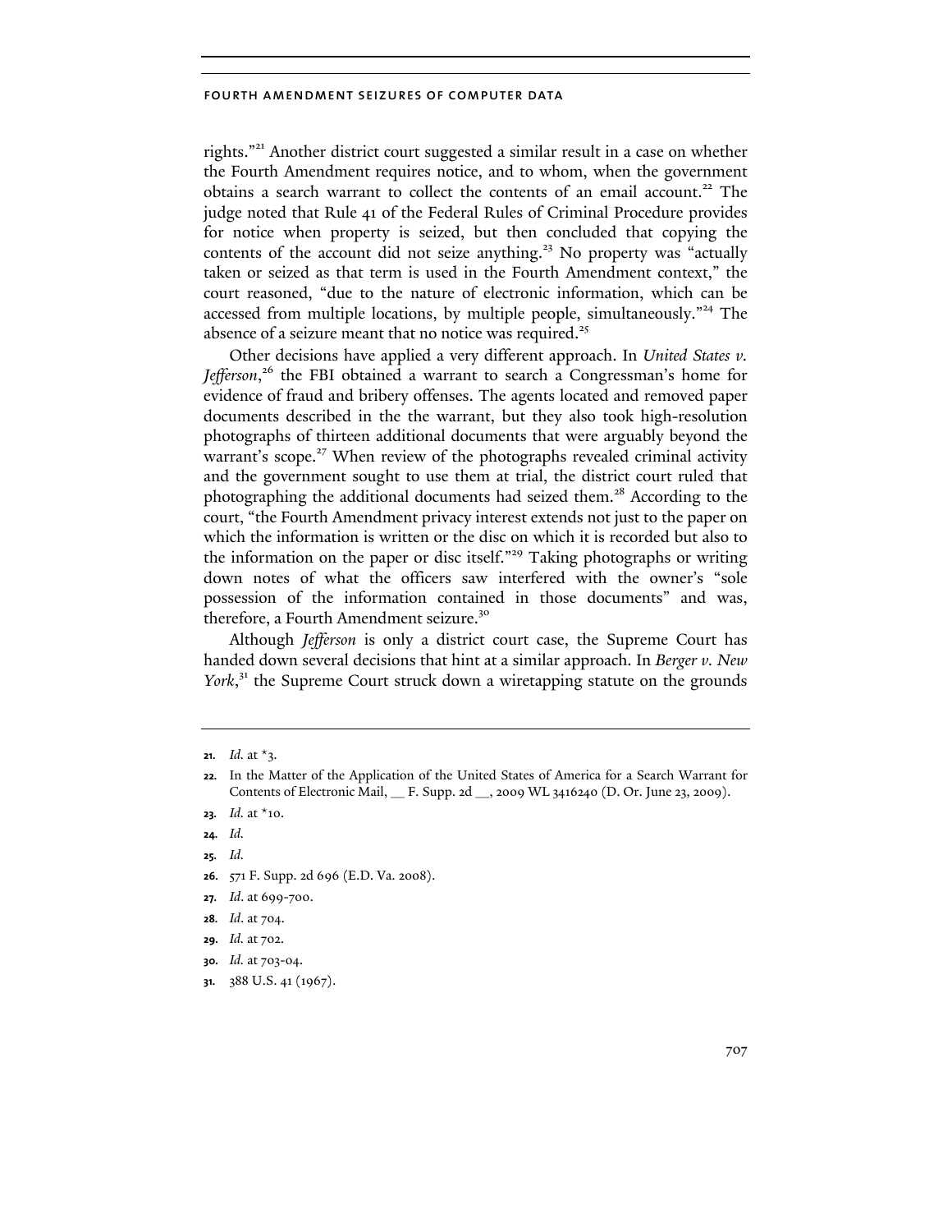rights."[21] Another district court suggested a similar result in a case on whether the Fourth Amendment requires notice, and to whom, when the government obtains a search warrant to collect the contents of an email account.[22] The judge noted that Rule 41 of the Federal Rules of Criminal Procedure provides for notice when property is seized, but then concluded that copying the contents of the account did not seize anything.[23] No property was "actually taken or seized as that term is used in the Fourth Amendment context," the court reasoned, "due to the nature of electronic information, which can be accessed from multiple locations, by multiple people, simultaneously."[24] The absence of a seizure meant that no notice was required.[25]

Other decisions have applied a very different approach. In *United States v. Jefferson*,[26] the FBI obtained a warrant to search a Congressman's home for evidence of fraud and bribery offenses. The agents located and removed paper documents described in the the warrant, but they also took high-resolution photographs of thirteen additional documents that were arguably beyond the warrant's scope.[27] When review of the photographs revealed criminal activity and the government sought to use them at trial, the district court ruled that photographing the additional documents had seized them.[28] According to the court, "the Fourth Amendment privacy interest extends not just to the paper on which the information is written or the disc on which it is recorded but also to the information on the paper or disc itself."[29] Taking photographs or writing down notes of what the officers saw interfered with the owner's "sole possession of the information contained in those documents" and was, therefore, a Fourth Amendment seizure.[30]

Although *Jefferson* is only a district court case, the Supreme Court has handed down several decisions that hint at a similar approach. In *Berger v. New York*,[31] the Supreme Court struck down a wiretapping statute on the grounds

---

21. *Id.* at *3.

22. In the Matter of the Application of the United States of America for a Search Warrant for Contents of Electronic Mail, __ F. Supp. 2d __, 2009 WL 3416240 (D. Or. June 23, 2009).

23. *Id.* at *10.

24. *Id.*

25. *Id.*

26. 571 F. Supp. 2d 696 (E.D. Va. 2008).

27. *Id*. at 699-700.

28. *Id*. at 704.

29. *Id.* at 702.

30. *Id.* at 703-04.

31. 388 U.S. 41 (1967).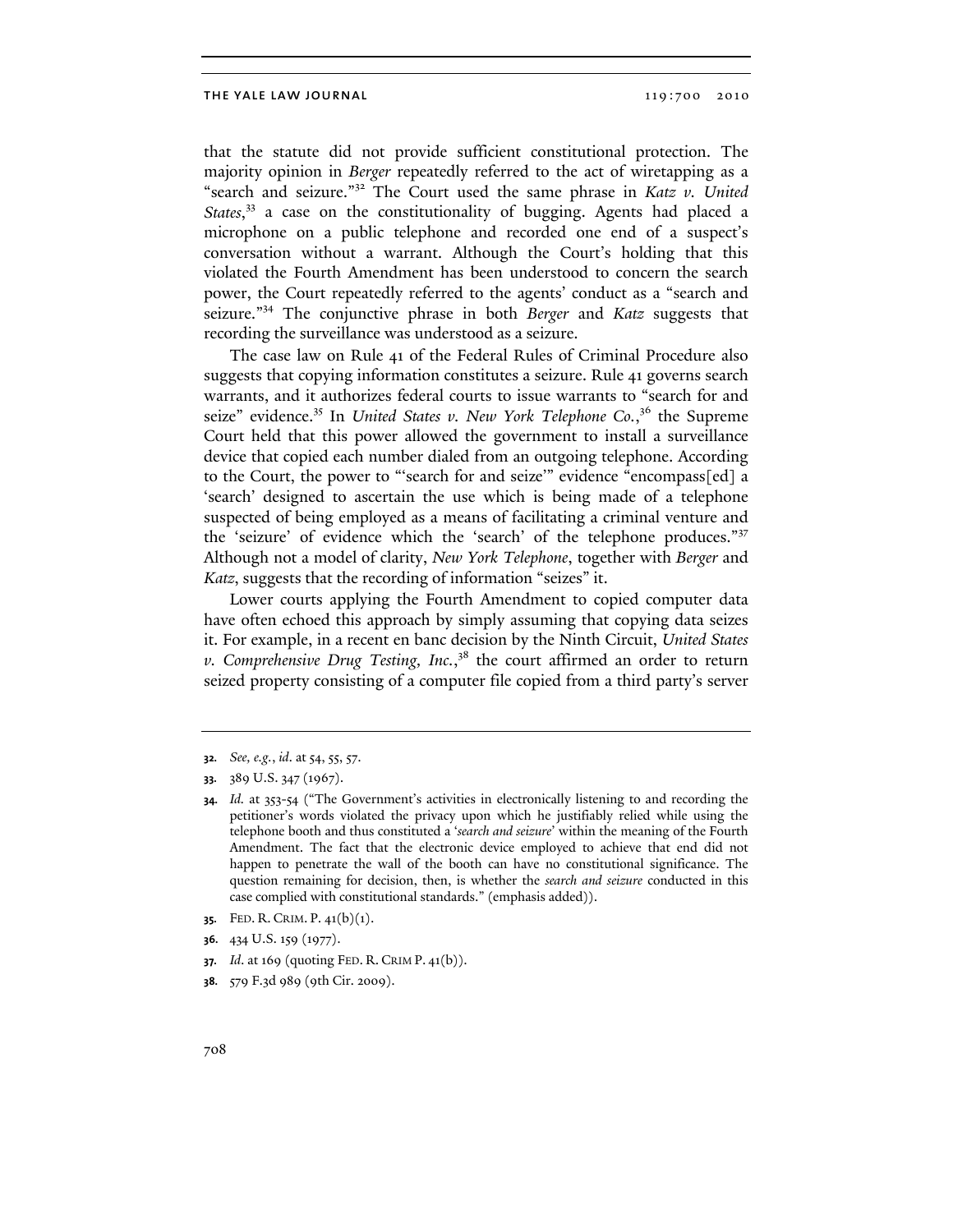that the statute did not provide sufficient constitutional protection. The majority opinion in *Berger* repeatedly referred to the act of wiretapping as a "search and seizure."[32] The Court used the same phrase in *Katz v. United States*,[33] a case on the constitutionality of bugging. Agents had placed a microphone on a public telephone and recorded one end of a suspect's conversation without a warrant. Although the Court's holding that this violated the Fourth Amendment has been understood to concern the search power, the Court repeatedly referred to the agents' conduct as a "search and seizure."[34] The conjunctive phrase in both *Berger* and *Katz* suggests that recording the surveillance was understood as a seizure.

The case law on Rule 41 of the Federal Rules of Criminal Procedure also suggests that copying information constitutes a seizure. Rule 41 governs search warrants, and it authorizes federal courts to issue warrants to "search for and seize" evidence.[35] In *United States v. New York Telephone Co.*,[36] the Supreme Court held that this power allowed the government to install a surveillance device that copied each number dialed from an outgoing telephone. According to the Court, the power to "'search for and seize'" evidence "encompass[ed] a 'search' designed to ascertain the use which is being made of a telephone suspected of being employed as a means of facilitating a criminal venture and the 'seizure' of evidence which the 'search' of the telephone produces."[37] Although not a model of clarity, *New York Telephone*, together with *Berger* and *Katz*, suggests that the recording of information "seizes" it.

Lower courts applying the Fourth Amendment to copied computer data have often echoed this approach by simply assuming that copying data seizes it. For example, in a recent en banc decision by the Ninth Circuit, *United States v. Comprehensive Drug Testing, Inc.*,[38] the court affirmed an order to return seized property consisting of a computer file copied from a third party's server

---

**32.** *See, e.g.*, *id*. at 54, 55, 57.

**33.** 389 U.S. 347 (1967).

**34.** *Id.* at 353-54 ("The Government's activities in electronically listening to and recording the petitioner's words violated the privacy upon which he justifiably relied while using the telephone booth and thus constituted a '*search and seizure*' within the meaning of the Fourth Amendment. The fact that the electronic device employed to achieve that end did not happen to penetrate the wall of the booth can have no constitutional significance. The question remaining for decision, then, is whether the *search and seizure* conducted in this case complied with constitutional standards." (emphasis added)).

**35.** FED. R. CRIM. P. 41(b)(1).

**36.** 434 U.S. 159 (1977).

**37.** *Id*. at 169 (quoting FED. R. CRIM P. 41(b)).

**38.** 579 F.3d 989 (9th Cir. 2009).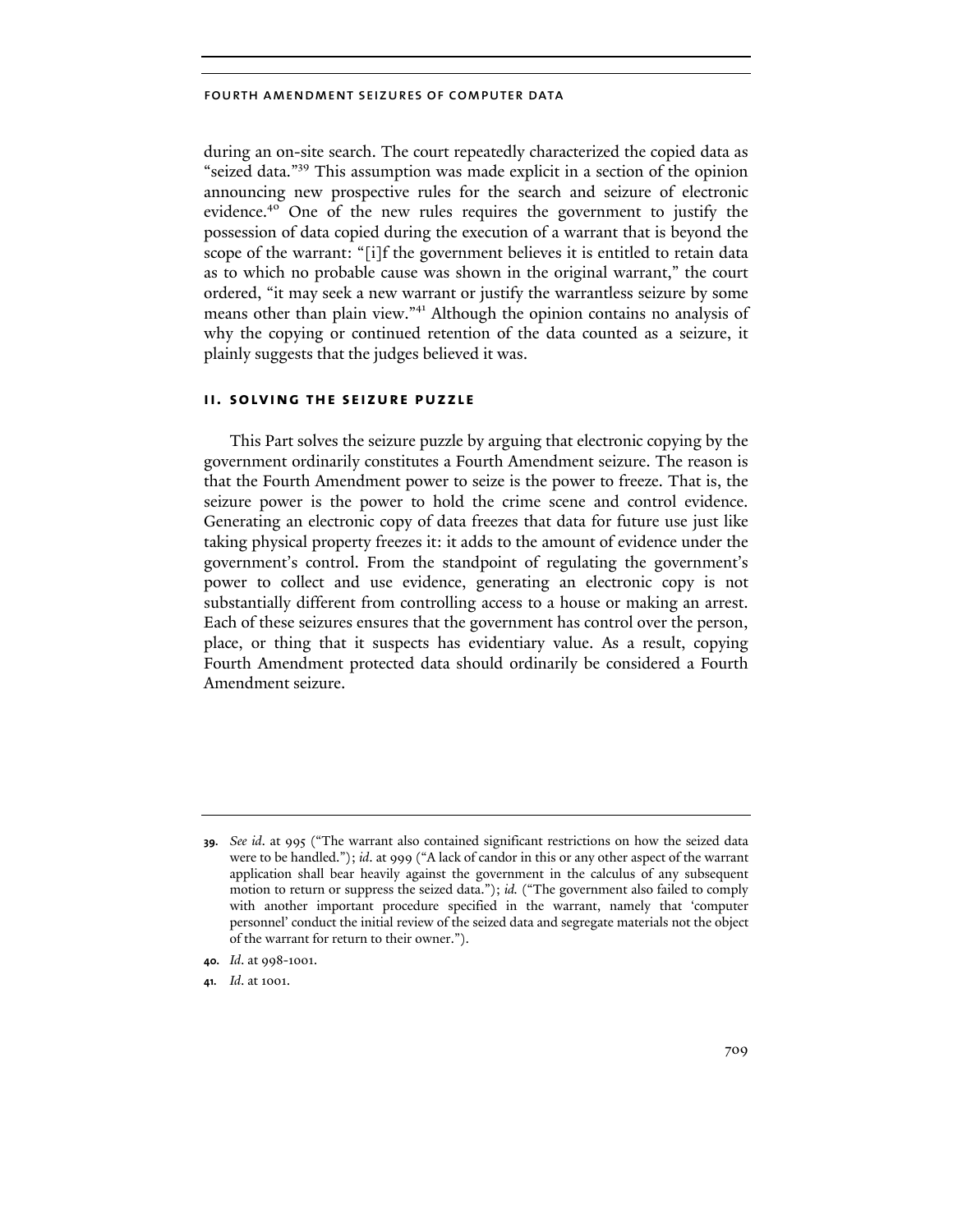during an on-site search. The court repeatedly characterized the copied data as "seized data."[39] This assumption was made explicit in a section of the opinion announcing new prospective rules for the search and seizure of electronic evidence.[40] One of the new rules requires the government to justify the possession of data copied during the execution of a warrant that is beyond the scope of the warrant: "[i]f the government believes it is entitled to retain data as to which no probable cause was shown in the original warrant," the court ordered, "it may seek a new warrant or justify the warrantless seizure by some means other than plain view."[41] Although the opinion contains no analysis of why the copying or continued retention of the data counted as a seizure, it plainly suggests that the judges believed it was.

## II. SOLVING THE SEIZURE PUZZLE

This Part solves the seizure puzzle by arguing that electronic copying by the government ordinarily constitutes a Fourth Amendment seizure. The reason is that the Fourth Amendment power to seize is the power to freeze. That is, the seizure power is the power to hold the crime scene and control evidence. Generating an electronic copy of data freezes that data for future use just like taking physical property freezes it: it adds to the amount of evidence under the government's control. From the standpoint of regulating the government's power to collect and use evidence, generating an electronic copy is not substantially different from controlling access to a house or making an arrest. Each of these seizures ensures that the government has control over the person, place, or thing that it suspects has evidentiary value. As a result, copying Fourth Amendment protected data should ordinarily be considered a Fourth Amendment seizure.

---

**39.** *See id*. at 995 ("The warrant also contained significant restrictions on how the seized data were to be handled."); *id*. at 999 ("A lack of candor in this or any other aspect of the warrant application shall bear heavily against the government in the calculus of any subsequent motion to return or suppress the seized data."); *id.* ("The government also failed to comply with another important procedure specified in the warrant, namely that 'computer personnel' conduct the initial review of the seized data and segregate materials not the object of the warrant for return to their owner.").

**40.** *Id*. at 998-1001.

**41.** *Id*. at 1001.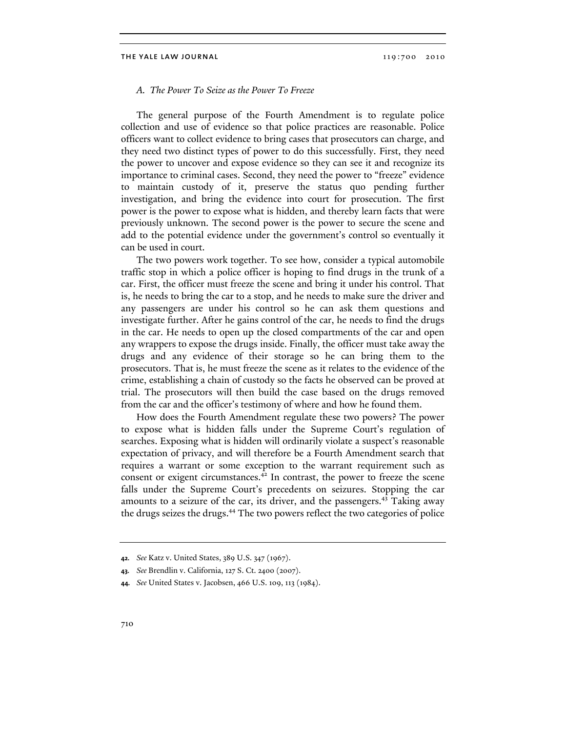### *A. The Power To Seize as the Power To Freeze*

The general purpose of the Fourth Amendment is to regulate police collection and use of evidence so that police practices are reasonable. Police officers want to collect evidence to bring cases that prosecutors can charge, and they need two distinct types of power to do this successfully. First, they need the power to uncover and expose evidence so they can see it and recognize its importance to criminal cases. Second, they need the power to "freeze" evidence to maintain custody of it, preserve the status quo pending further investigation, and bring the evidence into court for prosecution. The first power is the power to expose what is hidden, and thereby learn facts that were previously unknown. The second power is the power to secure the scene and add to the potential evidence under the government's control so eventually it can be used in court.

The two powers work together. To see how, consider a typical automobile traffic stop in which a police officer is hoping to find drugs in the trunk of a car. First, the officer must freeze the scene and bring it under his control. That is, he needs to bring the car to a stop, and he needs to make sure the driver and any passengers are under his control so he can ask them questions and investigate further. After he gains control of the car, he needs to find the drugs in the car. He needs to open up the closed compartments of the car and open any wrappers to expose the drugs inside. Finally, the officer must take away the drugs and any evidence of their storage so he can bring them to the prosecutors. That is, he must freeze the scene as it relates to the evidence of the crime, establishing a chain of custody so the facts he observed can be proved at trial. The prosecutors will then build the case based on the drugs removed from the car and the officer's testimony of where and how he found them.

How does the Fourth Amendment regulate these two powers? The power to expose what is hidden falls under the Supreme Court's regulation of searches. Exposing what is hidden will ordinarily violate a suspect's reasonable expectation of privacy, and will therefore be a Fourth Amendment search that requires a warrant or some exception to the warrant requirement such as consent or exigent circumstances.[42] In contrast, the power to freeze the scene falls under the Supreme Court's precedents on seizures. Stopping the car amounts to a seizure of the car, its driver, and the passengers.[43] Taking away the drugs seizes the drugs.[44] The two powers reflect the two categories of police

---

**42.** *See* Katz v. United States, 389 U.S. 347 (1967).

**43.** *See* Brendlin v. California, 127 S. Ct. 2400 (2007).

**44.** *See* United States v. Jacobsen, 466 U.S. 109, 113 (1984).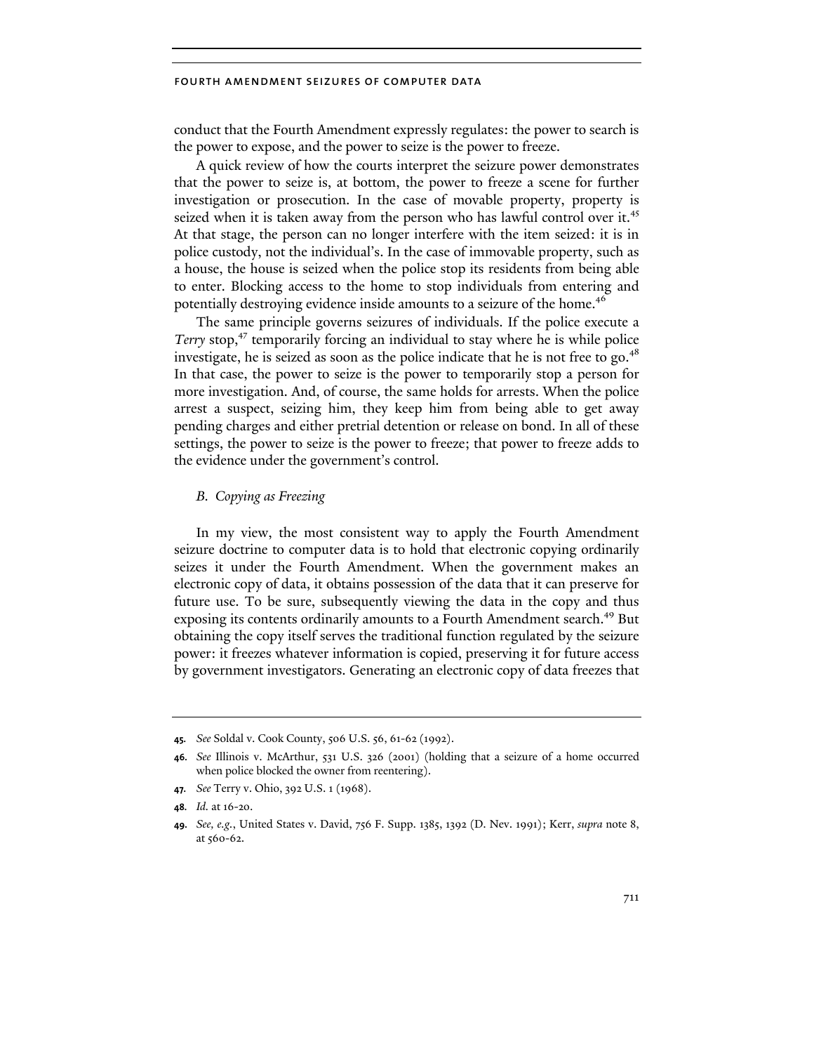conduct that the Fourth Amendment expressly regulates: the power to search is the power to expose, and the power to seize is the power to freeze.

A quick review of how the courts interpret the seizure power demonstrates that the power to seize is, at bottom, the power to freeze a scene for further investigation or prosecution. In the case of movable property, property is seized when it is taken away from the person who has lawful control over it.[45] At that stage, the person can no longer interfere with the item seized: it is in police custody, not the individual's. In the case of immovable property, such as a house, the house is seized when the police stop its residents from being able to enter. Blocking access to the home to stop individuals from entering and potentially destroying evidence inside amounts to a seizure of the home.[46]

The same principle governs seizures of individuals. If the police execute a *Terry* stop,[47] temporarily forcing an individual to stay where he is while police investigate, he is seized as soon as the police indicate that he is not free to go.[48] In that case, the power to seize is the power to temporarily stop a person for more investigation. And, of course, the same holds for arrests. When the police arrest a suspect, seizing him, they keep him from being able to get away pending charges and either pretrial detention or release on bond. In all of these settings, the power to seize is the power to freeze; that power to freeze adds to the evidence under the government's control.

### *B. Copying as Freezing*

In my view, the most consistent way to apply the Fourth Amendment seizure doctrine to computer data is to hold that electronic copying ordinarily seizes it under the Fourth Amendment. When the government makes an electronic copy of data, it obtains possession of the data that it can preserve for future use. To be sure, subsequently viewing the data in the copy and thus exposing its contents ordinarily amounts to a Fourth Amendment search.[49] But obtaining the copy itself serves the traditional function regulated by the seizure power: it freezes whatever information is copied, preserving it for future access by government investigators. Generating an electronic copy of data freezes that

---

**45.** *See* Soldal v. Cook County, 506 U.S. 56, 61-62 (1992).

**46.** *See* Illinois v. McArthur, 531 U.S. 326 (2001) (holding that a seizure of a home occurred when police blocked the owner from reentering).

**47.** *See* Terry v. Ohio, 392 U.S. 1 (1968).

**48.** *Id.* at 16-20.

**49.** *See, e.g.*, United States v. David, 756 F. Supp. 1385, 1392 (D. Nev. 1991); Kerr, *supra* note 8, at 560-62.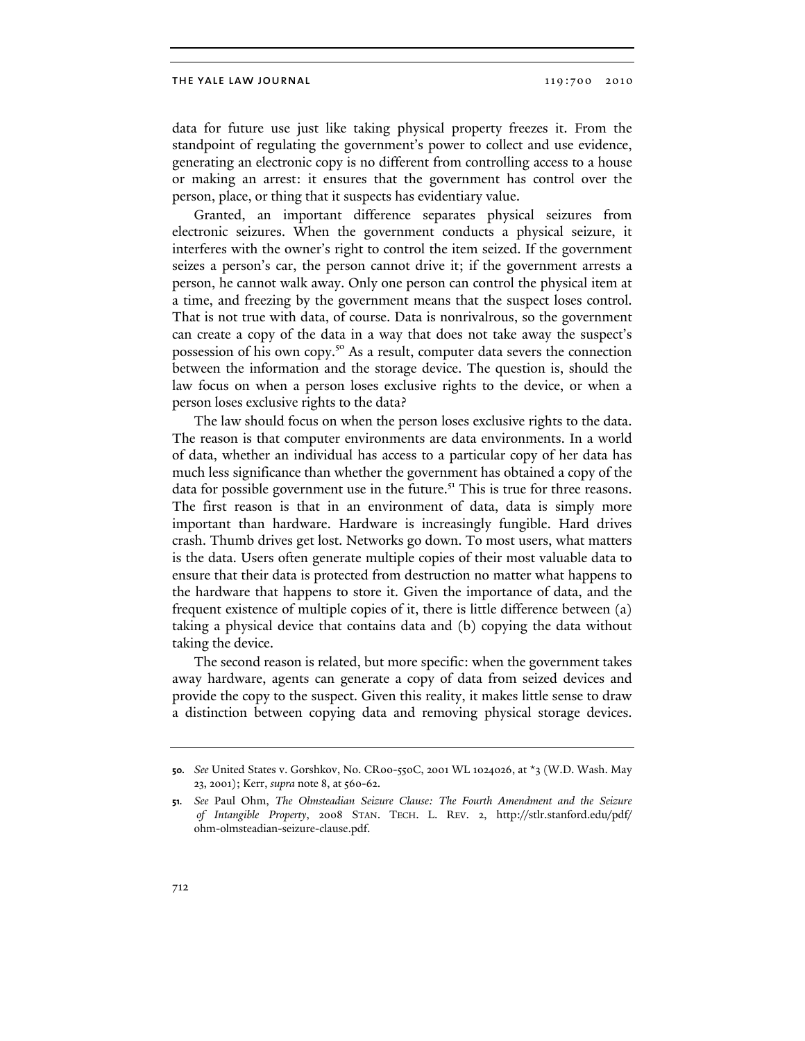data for future use just like taking physical property freezes it. From the standpoint of regulating the government's power to collect and use evidence, generating an electronic copy is no different from controlling access to a house or making an arrest: it ensures that the government has control over the person, place, or thing that it suspects has evidentiary value.

Granted, an important difference separates physical seizures from electronic seizures. When the government conducts a physical seizure, it interferes with the owner's right to control the item seized. If the government seizes a person's car, the person cannot drive it; if the government arrests a person, he cannot walk away. Only one person can control the physical item at a time, and freezing by the government means that the suspect loses control. That is not true with data, of course. Data is nonrivalrous, so the government can create a copy of the data in a way that does not take away the suspect's possession of his own copy.[50] As a result, computer data severs the connection between the information and the storage device. The question is, should the law focus on when a person loses exclusive rights to the device, or when a person loses exclusive rights to the data?

The law should focus on when the person loses exclusive rights to the data. The reason is that computer environments are data environments. In a world of data, whether an individual has access to a particular copy of her data has much less significance than whether the government has obtained a copy of the data for possible government use in the future.[51] This is true for three reasons. The first reason is that in an environment of data, data is simply more important than hardware. Hardware is increasingly fungible. Hard drives crash. Thumb drives get lost. Networks go down. To most users, what matters is the data. Users often generate multiple copies of their most valuable data to ensure that their data is protected from destruction no matter what happens to the hardware that happens to store it. Given the importance of data, and the frequent existence of multiple copies of it, there is little difference between (a) taking a physical device that contains data and (b) copying the data without taking the device.

The second reason is related, but more specific: when the government takes away hardware, agents can generate a copy of data from seized devices and provide the copy to the suspect. Given this reality, it makes little sense to draw a distinction between copying data and removing physical storage devices.

---

**50.** *See* United States v. Gorshkov, No. CR00-550C, 2001 WL 1024026, at *3 (W.D. Wash. May 23, 2001); Kerr, *supra* note 8, at 560-62.

**51.** *See* Paul Ohm, *The Olmsteadian Seizure Clause: The Fourth Amendment and the Seizure of Intangible Property*, 2008 STAN. TECH. L. REV. 2, http://stlr.stanford.edu/pdf/ohm-olmsteadian-seizure-clause.pdf.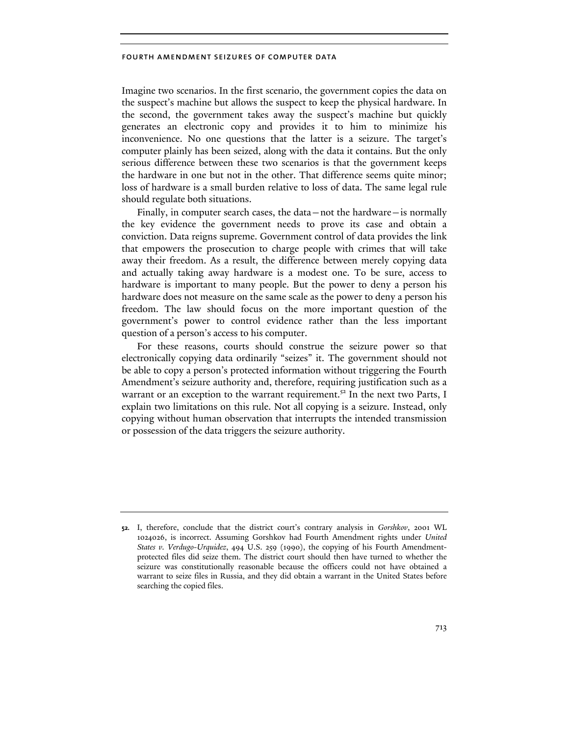Imagine two scenarios. In the first scenario, the government copies the data on the suspect's machine but allows the suspect to keep the physical hardware. In the second, the government takes away the suspect's machine but quickly generates an electronic copy and provides it to him to minimize his inconvenience. No one questions that the latter is a seizure. The target's computer plainly has been seized, along with the data it contains. But the only serious difference between these two scenarios is that the government keeps the hardware in one but not in the other. That difference seems quite minor; loss of hardware is a small burden relative to loss of data. The same legal rule should regulate both situations.

Finally, in computer search cases, the data—not the hardware—is normally the key evidence the government needs to prove its case and obtain a conviction. Data reigns supreme. Government control of data provides the link that empowers the prosecution to charge people with crimes that will take away their freedom. As a result, the difference between merely copying data and actually taking away hardware is a modest one. To be sure, access to hardware is important to many people. But the power to deny a person his hardware does not measure on the same scale as the power to deny a person his freedom. The law should focus on the more important question of the government's power to control evidence rather than the less important question of a person's access to his computer.

For these reasons, courts should construe the seizure power so that electronically copying data ordinarily "seizes" it. The government should not be able to copy a person's protected information without triggering the Fourth Amendment's seizure authority and, therefore, requiring justification such as a warrant or an exception to the warrant requirement.[52] In the next two Parts, I explain two limitations on this rule. Not all copying is a seizure. Instead, only copying without human observation that interrupts the intended transmission or possession of the data triggers the seizure authority.

---

**52.** I, therefore, conclude that the district court's contrary analysis in *Gorshkov*, 2001 WL 1024026, is incorrect. Assuming Gorshkov had Fourth Amendment rights under *United States v. Verdugo-Urquidez*, 494 U.S. 259 (1990), the copying of his Fourth Amendment-protected files did seize them. The district court should then have turned to whether the seizure was constitutionally reasonable because the officers could not have obtained a warrant to seize files in Russia, and they did obtain a warrant in the United States before searching the copied files.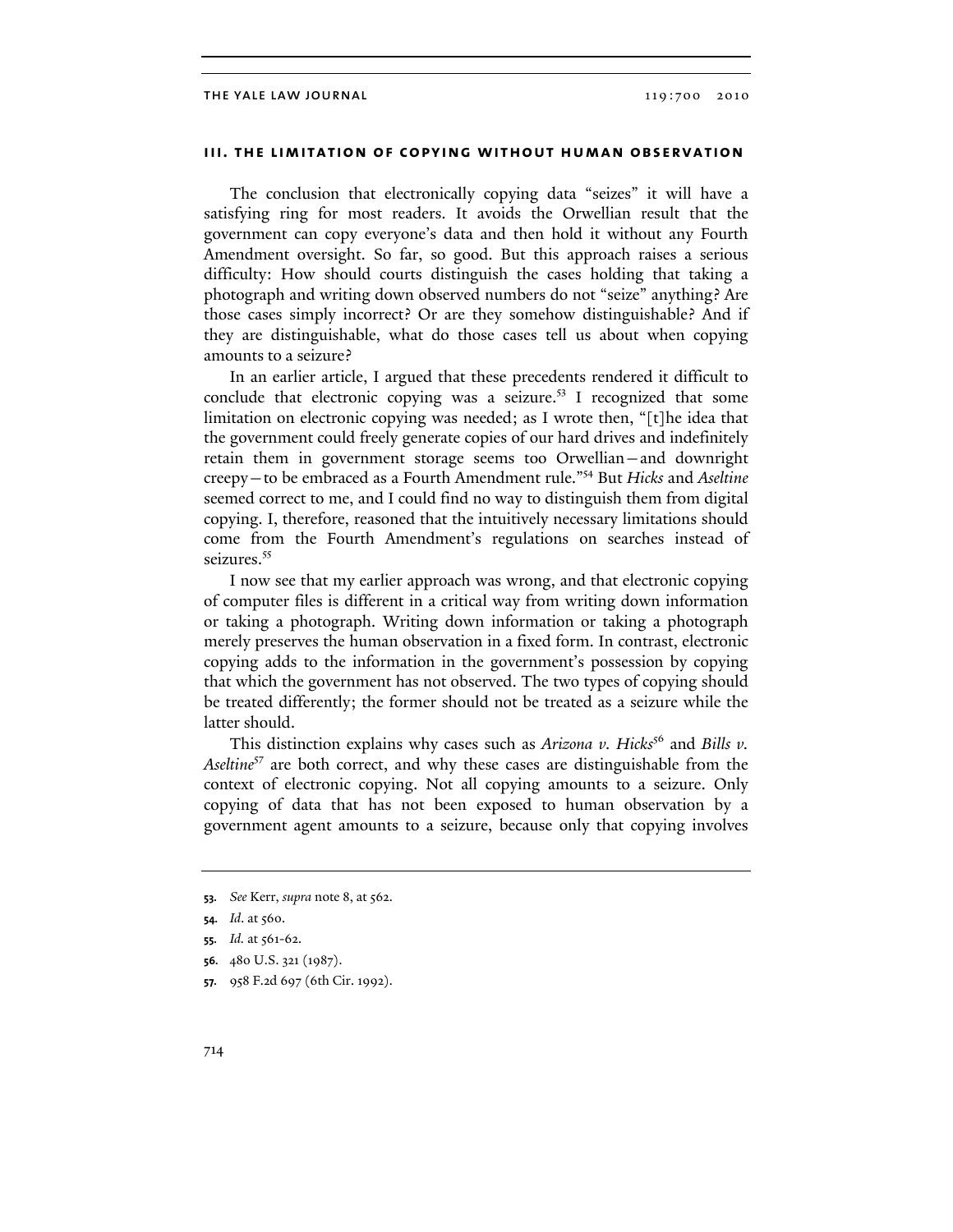## III. THE LIMITATION OF COPYING WITHOUT HUMAN OBSERVATION

The conclusion that electronically copying data "seizes" it will have a satisfying ring for most readers. It avoids the Orwellian result that the government can copy everyone's data and then hold it without any Fourth Amendment oversight. So far, so good. But this approach raises a serious difficulty: How should courts distinguish the cases holding that taking a photograph and writing down observed numbers do not "seize" anything? Are those cases simply incorrect? Or are they somehow distinguishable? And if they are distinguishable, what do those cases tell us about when copying amounts to a seizure?

In an earlier article, I argued that these precedents rendered it difficult to conclude that electronic copying was a seizure.[53] I recognized that some limitation on electronic copying was needed; as I wrote then, "[t]he idea that the government could freely generate copies of our hard drives and indefinitely retain them in government storage seems too Orwellian—and downright creepy—to be embraced as a Fourth Amendment rule."[54] But *Hicks* and *Aseltine* seemed correct to me, and I could find no way to distinguish them from digital copying. I, therefore, reasoned that the intuitively necessary limitations should come from the Fourth Amendment's regulations on searches instead of seizures.[55]

I now see that my earlier approach was wrong, and that electronic copying of computer files is different in a critical way from writing down information or taking a photograph. Writing down information or taking a photograph merely preserves the human observation in a fixed form. In contrast, electronic copying adds to the information in the government's possession by copying that which the government has not observed. The two types of copying should be treated differently; the former should not be treated as a seizure while the latter should.

This distinction explains why cases such as *Arizona v. Hicks*[56] and *Bills v. Aseltine*[57] are both correct, and why these cases are distinguishable from the context of electronic copying. Not all copying amounts to a seizure. Only copying of data that has not been exposed to human observation by a government agent amounts to a seizure, because only that copying involves

---

**53.** *See* Kerr, *supra* note 8, at 562.

**54.** *Id.* at 560.

**55.** *Id.* at 561-62.

**56.** 480 U.S. 321 (1987).

**57.** 958 F.2d 697 (6th Cir. 1992).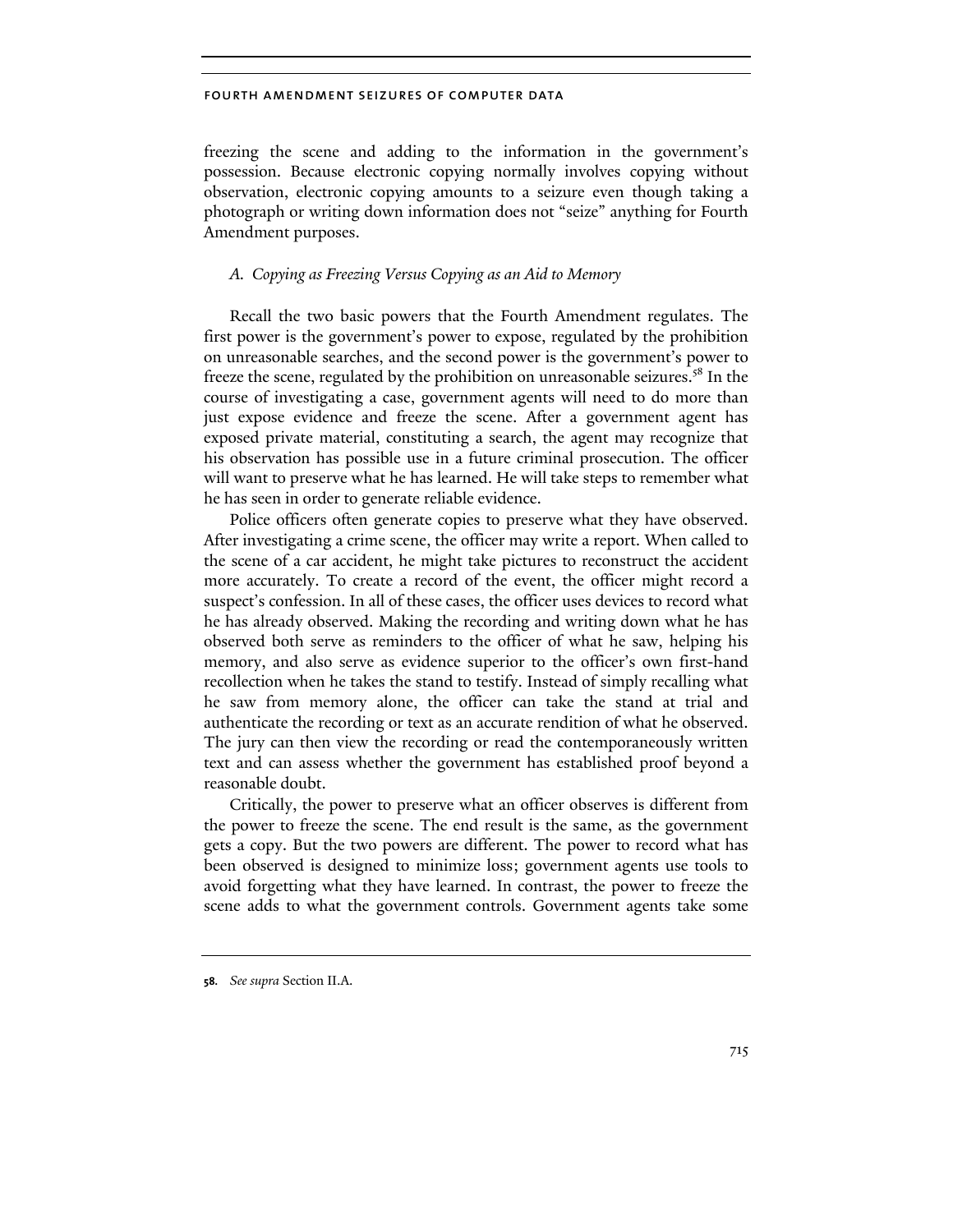freezing the scene and adding to the information in the government's possession. Because electronic copying normally involves copying without observation, electronic copying amounts to a seizure even though taking a photograph or writing down information does not "seize" anything for Fourth Amendment purposes.

### *A. Copying as Freezing Versus Copying as an Aid to Memory*

Recall the two basic powers that the Fourth Amendment regulates. The first power is the government's power to expose, regulated by the prohibition on unreasonable searches, and the second power is the government's power to freeze the scene, regulated by the prohibition on unreasonable seizures.[58] In the course of investigating a case, government agents will need to do more than just expose evidence and freeze the scene. After a government agent has exposed private material, constituting a search, the agent may recognize that his observation has possible use in a future criminal prosecution. The officer will want to preserve what he has learned. He will take steps to remember what he has seen in order to generate reliable evidence.

Police officers often generate copies to preserve what they have observed. After investigating a crime scene, the officer may write a report. When called to the scene of a car accident, he might take pictures to reconstruct the accident more accurately. To create a record of the event, the officer might record a suspect's confession. In all of these cases, the officer uses devices to record what he has already observed. Making the recording and writing down what he has observed both serve as reminders to the officer of what he saw, helping his memory, and also serve as evidence superior to the officer's own first-hand recollection when he takes the stand to testify. Instead of simply recalling what he saw from memory alone, the officer can take the stand at trial and authenticate the recording or text as an accurate rendition of what he observed. The jury can then view the recording or read the contemporaneously written text and can assess whether the government has established proof beyond a reasonable doubt.

Critically, the power to preserve what an officer observes is different from the power to freeze the scene. The end result is the same, as the government gets a copy. But the two powers are different. The power to record what has been observed is designed to minimize loss; government agents use tools to avoid forgetting what they have learned. In contrast, the power to freeze the scene adds to what the government controls. Government agents take some

58. *See supra* Section II.A.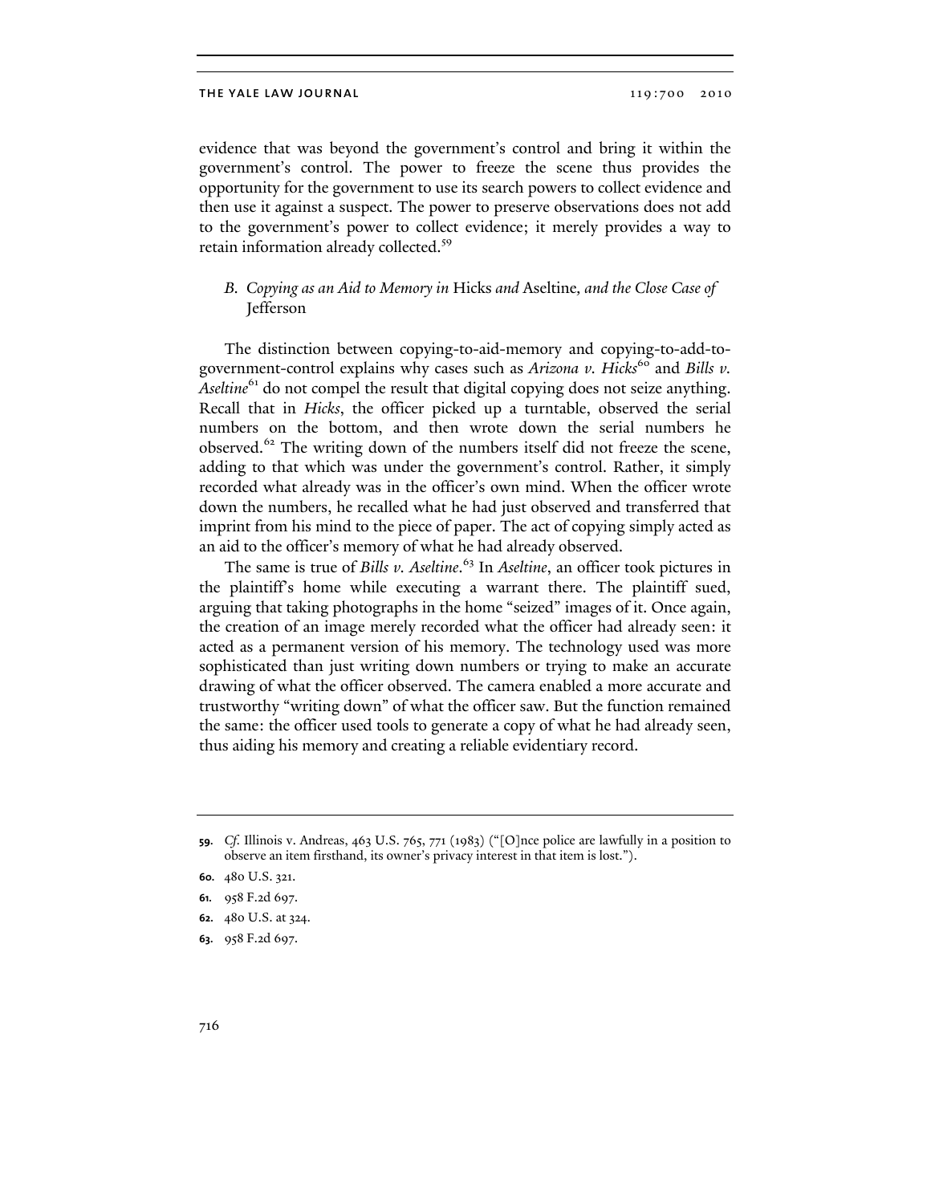evidence that was beyond the government's control and bring it within the government's control. The power to freeze the scene thus provides the opportunity for the government to use its search powers to collect evidence and then use it against a suspect. The power to preserve observations does not add to the government's power to collect evidence; it merely provides a way to retain information already collected.[59]

### B. *Copying as an Aid to Memory in* Hicks *and* Aseltine*, and the Close Case of* Jefferson

The distinction between copying-to-aid-memory and copying-to-add-to-government-control explains why cases such as *Arizona v. Hicks*[60] and *Bills v. Aseltine*[61] do not compel the result that digital copying does not seize anything. Recall that in *Hicks*, the officer picked up a turntable, observed the serial numbers on the bottom, and then wrote down the serial numbers he observed.[62] The writing down of the numbers itself did not freeze the scene, adding to that which was under the government's control. Rather, it simply recorded what already was in the officer's own mind. When the officer wrote down the numbers, he recalled what he had just observed and transferred that imprint from his mind to the piece of paper. The act of copying simply acted as an aid to the officer's memory of what he had already observed.

The same is true of *Bills v. Aseltine*.[63] In *Aseltine*, an officer took pictures in the plaintiff's home while executing a warrant there. The plaintiff sued, arguing that taking photographs in the home "seized" images of it. Once again, the creation of an image merely recorded what the officer had already seen: it acted as a permanent version of his memory. The technology used was more sophisticated than just writing down numbers or trying to make an accurate drawing of what the officer observed. The camera enabled a more accurate and trustworthy "writing down" of what the officer saw. But the function remained the same: the officer used tools to generate a copy of what he had already seen, thus aiding his memory and creating a reliable evidentiary record.

---

**59.** *Cf.* Illinois v. Andreas, 463 U.S. 765, 771 (1983) ("[O]nce police are lawfully in a position to observe an item firsthand, its owner's privacy interest in that item is lost.").

**60.** 480 U.S. 321.

**61.** 958 F.2d 697.

**62.** 480 U.S. at 324.

**63.** 958 F.2d 697.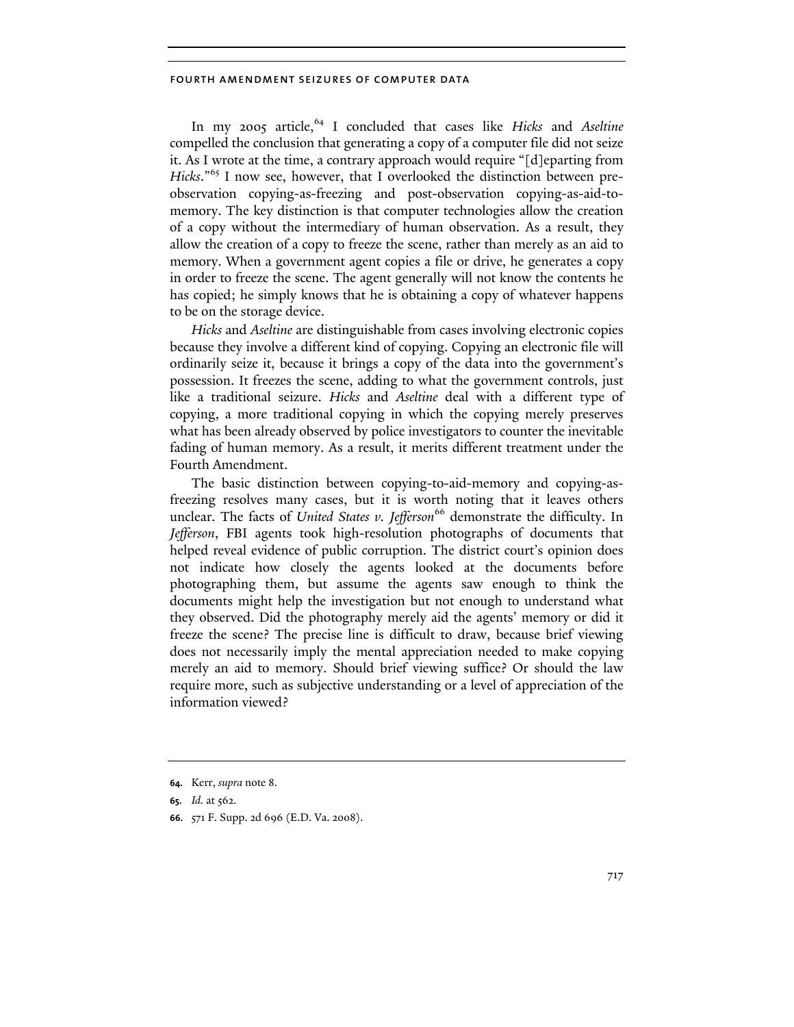In my 2005 article,[64] I concluded that cases like *Hicks* and *Aseltine* compelled the conclusion that generating a copy of a computer file did not seize it. As I wrote at the time, a contrary approach would require "[d]eparting from *Hicks*."[65] I now see, however, that I overlooked the distinction between pre-observation copying-as-freezing and post-observation copying-as-aid-to-memory. The key distinction is that computer technologies allow the creation of a copy without the intermediary of human observation. As a result, they allow the creation of a copy to freeze the scene, rather than merely as an aid to memory. When a government agent copies a file or drive, he generates a copy in order to freeze the scene. The agent generally will not know the contents he has copied; he simply knows that he is obtaining a copy of whatever happens to be on the storage device.

*Hicks* and *Aseltine* are distinguishable from cases involving electronic copies because they involve a different kind of copying. Copying an electronic file will ordinarily seize it, because it brings a copy of the data into the government's possession. It freezes the scene, adding to what the government controls, just like a traditional seizure. *Hicks* and *Aseltine* deal with a different type of copying, a more traditional copying in which the copying merely preserves what has been already observed by police investigators to counter the inevitable fading of human memory. As a result, it merits different treatment under the Fourth Amendment.

The basic distinction between copying-to-aid-memory and copying-as-freezing resolves many cases, but it is worth noting that it leaves others unclear. The facts of *United States v. Jefferson*[66] demonstrate the difficulty. In *Jefferson*, FBI agents took high-resolution photographs of documents that helped reveal evidence of public corruption. The district court's opinion does not indicate how closely the agents looked at the documents before photographing them, but assume the agents saw enough to think the documents might help the investigation but not enough to understand what they observed. Did the photography merely aid the agents' memory or did it freeze the scene? The precise line is difficult to draw, because brief viewing does not necessarily imply the mental appreciation needed to make copying merely an aid to memory. Should brief viewing suffice? Or should the law require more, such as subjective understanding or a level of appreciation of the information viewed?

---

**64.** Kerr, *supra* note 8.

**65.** *Id.* at 562.

**66.** 571 F. Supp. 2d 696 (E.D. Va. 2008).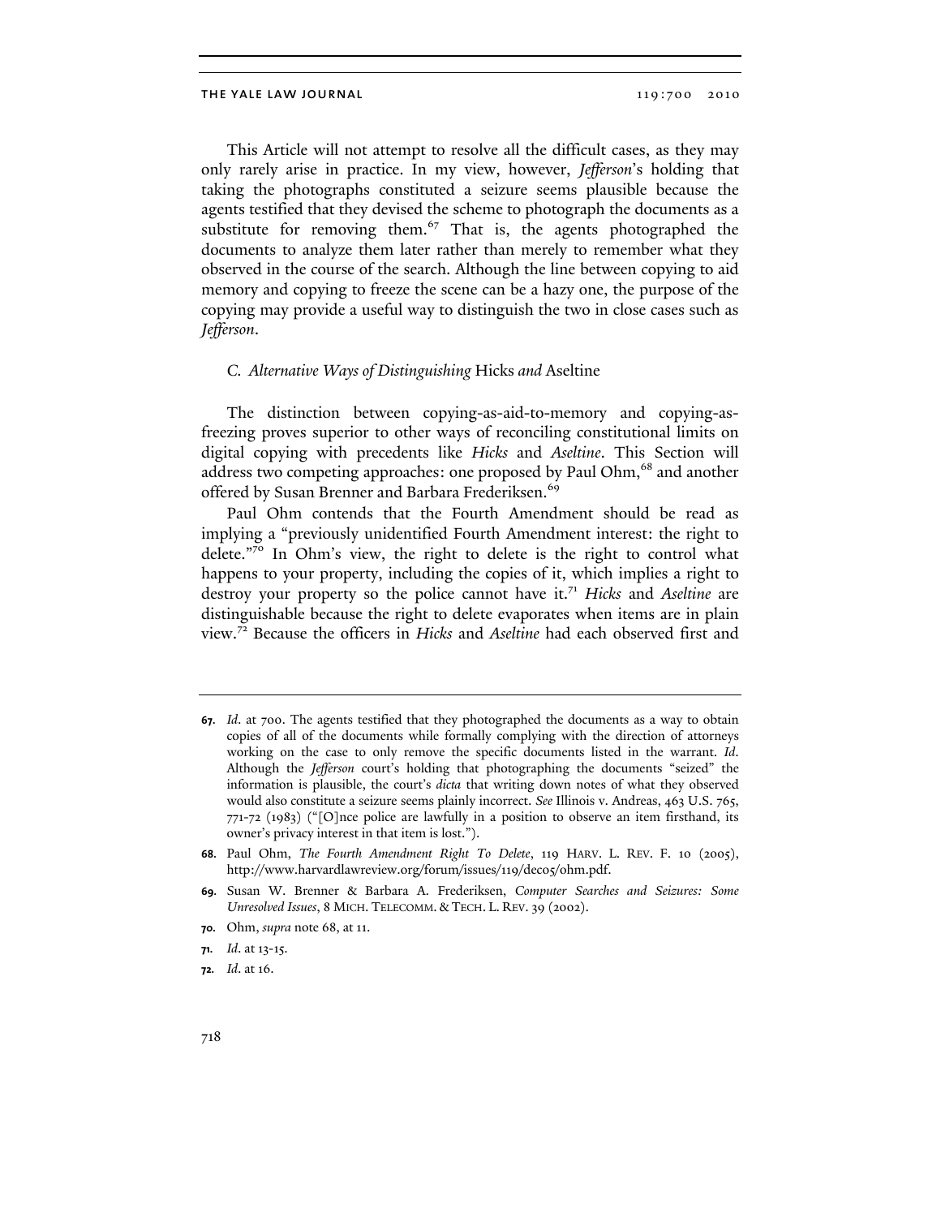This Article will not attempt to resolve all the difficult cases, as they may only rarely arise in practice. In my view, however, *Jefferson*'s holding that taking the photographs constituted a seizure seems plausible because the agents testified that they devised the scheme to photograph the documents as a substitute for removing them.[67] That is, the agents photographed the documents to analyze them later rather than merely to remember what they observed in the course of the search. Although the line between copying to aid memory and copying to freeze the scene can be a hazy one, the purpose of the copying may provide a useful way to distinguish the two in close cases such as *Jefferson*.

### C. Alternative Ways of Distinguishing *Hicks* and *Aseltine*

The distinction between copying-as-aid-to-memory and copying-as-freezing proves superior to other ways of reconciling constitutional limits on digital copying with precedents like *Hicks* and *Aseltine*. This Section will address two competing approaches: one proposed by Paul Ohm,[68] and another offered by Susan Brenner and Barbara Frederiksen.[69]

Paul Ohm contends that the Fourth Amendment should be read as implying a "previously unidentified Fourth Amendment interest: the right to delete."[70] In Ohm's view, the right to delete is the right to control what happens to your property, including the copies of it, which implies a right to destroy your property so the police cannot have it.[71] *Hicks* and *Aseltine* are distinguishable because the right to delete evaporates when items are in plain view.[72] Because the officers in *Hicks* and *Aseltine* had each observed first and

---

67. *Id.* at 700. The agents testified that they photographed the documents as a way to obtain copies of all of the documents while formally complying with the direction of attorneys working on the case to only remove the specific documents listed in the warrant. *Id.* Although the *Jefferson* court's holding that photographing the documents "seized" the information is plausible, the court's *dicta* that writing down notes of what they observed would also constitute a seizure seems plainly incorrect. *See* Illinois v. Andreas, 463 U.S. 765, 771-72 (1983) ("[O]nce police are lawfully in a position to observe an item firsthand, its owner's privacy interest in that item is lost.").

68. Paul Ohm, *The Fourth Amendment Right To Delete*, 119 HARV. L. REV. F. 10 (2005), http://www.harvardlawreview.org/forum/issues/119/dec05/ohm.pdf.

69. Susan W. Brenner & Barbara A. Frederiksen, *Computer Searches and Seizures: Some Unresolved Issues*, 8 MICH. TELECOMM. & TECH. L. REV. 39 (2002).

70. Ohm, *supra* note 68, at 11.

71. *Id.* at 13-15.

72. *Id.* at 16.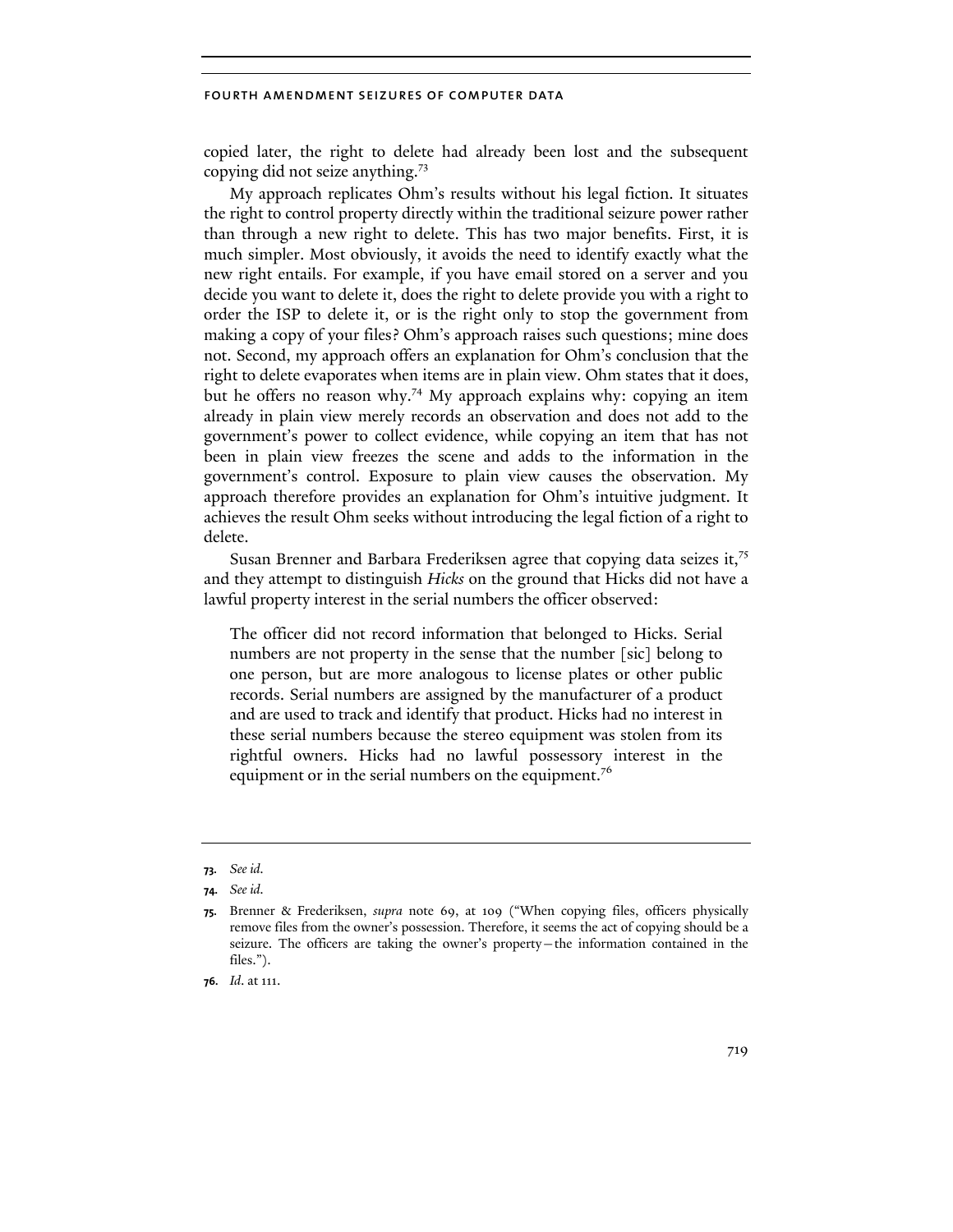copied later, the right to delete had already been lost and the subsequent copying did not seize anything.[73]

My approach replicates Ohm's results without his legal fiction. It situates the right to control property directly within the traditional seizure power rather than through a new right to delete. This has two major benefits. First, it is much simpler. Most obviously, it avoids the need to identify exactly what the new right entails. For example, if you have email stored on a server and you decide you want to delete it, does the right to delete provide you with a right to order the ISP to delete it, or is the right only to stop the government from making a copy of your files? Ohm's approach raises such questions; mine does not. Second, my approach offers an explanation for Ohm's conclusion that the right to delete evaporates when items are in plain view. Ohm states that it does, but he offers no reason why.[74] My approach explains why: copying an item already in plain view merely records an observation and does not add to the government's power to collect evidence, while copying an item that has not been in plain view freezes the scene and adds to the information in the government's control. Exposure to plain view causes the observation. My approach therefore provides an explanation for Ohm's intuitive judgment. It achieves the result Ohm seeks without introducing the legal fiction of a right to delete.

Susan Brenner and Barbara Frederiksen agree that copying data seizes it,[75] and they attempt to distinguish *Hicks* on the ground that Hicks did not have a lawful property interest in the serial numbers the officer observed:

> The officer did not record information that belonged to Hicks. Serial numbers are not property in the sense that the number [sic] belong to one person, but are more analogous to license plates or other public records. Serial numbers are assigned by the manufacturer of a product and are used to track and identify that product. Hicks had no interest in these serial numbers because the stereo equipment was stolen from its rightful owners. Hicks had no lawful possessory interest in the equipment or in the serial numbers on the equipment.[76]

---

**73.** *See id.*

**74.** *See id.*

**75.** Brenner & Frederiksen, *supra* note 69, at 109 ("When copying files, officers physically remove files from the owner's possession. Therefore, it seems the act of copying should be a seizure. The officers are taking the owner's property—the information contained in the files.").

**76.** *Id.* at 111.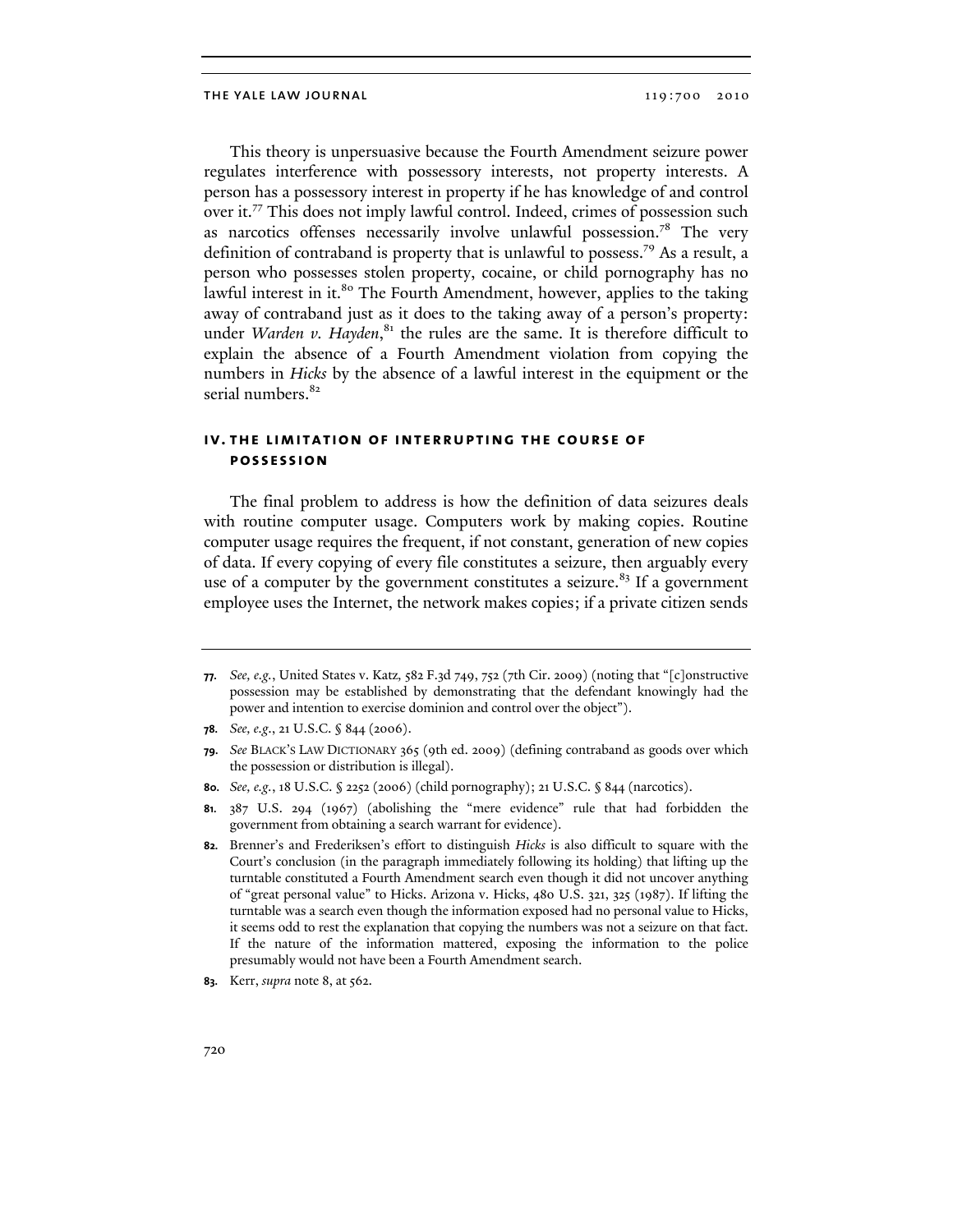This theory is unpersuasive because the Fourth Amendment seizure power regulates interference with possessory interests, not property interests. A person has a possessory interest in property if he has knowledge of and control over it.[77] This does not imply lawful control. Indeed, crimes of possession such as narcotics offenses necessarily involve unlawful possession.[78] The very definition of contraband is property that is unlawful to possess.[79] As a result, a person who possesses stolen property, cocaine, or child pornography has no lawful interest in it.[80] The Fourth Amendment, however, applies to the taking away of contraband just as it does to the taking away of a person's property: under *Warden v. Hayden*,[81] the rules are the same. It is therefore difficult to explain the absence of a Fourth Amendment violation from copying the numbers in *Hicks* by the absence of a lawful interest in the equipment or the serial numbers.[82]

## IV. THE LIMITATION OF INTERRUPTING THE COURSE OF POSSESSION

The final problem to address is how the definition of data seizures deals with routine computer usage. Computers work by making copies. Routine computer usage requires the frequent, if not constant, generation of new copies of data. If every copying of every file constitutes a seizure, then arguably every use of a computer by the government constitutes a seizure.[83] If a government employee uses the Internet, the network makes copies; if a private citizen sends

---

77. *See, e.g.*, United States v. Katz, 582 F.3d 749, 752 (7th Cir. 2009) (noting that "[c]onstructive possession may be established by demonstrating that the defendant knowingly had the power and intention to exercise dominion and control over the object").

78. *See, e.g.*, 21 U.S.C. § 844 (2006).

79. *See* BLACK'S LAW DICTIONARY 365 (9th ed. 2009) (defining contraband as goods over which the possession or distribution is illegal).

80. *See, e.g.*, 18 U.S.C. § 2252 (2006) (child pornography); 21 U.S.C. § 844 (narcotics).

81. 387 U.S. 294 (1967) (abolishing the "mere evidence" rule that had forbidden the government from obtaining a search warrant for evidence).

82. Brenner's and Frederiksen's effort to distinguish *Hicks* is also difficult to square with the Court's conclusion (in the paragraph immediately following its holding) that lifting up the turntable constituted a Fourth Amendment search even though it did not uncover anything of "great personal value" to Hicks. Arizona v. Hicks, 480 U.S. 321, 325 (1987). If lifting the turntable was a search even though the information exposed had no personal value to Hicks, it seems odd to rest the explanation that copying the numbers was not a seizure on that fact. If the nature of the information mattered, exposing the information to the police presumably would not have been a Fourth Amendment search.

83. Kerr, *supra* note 8, at 562.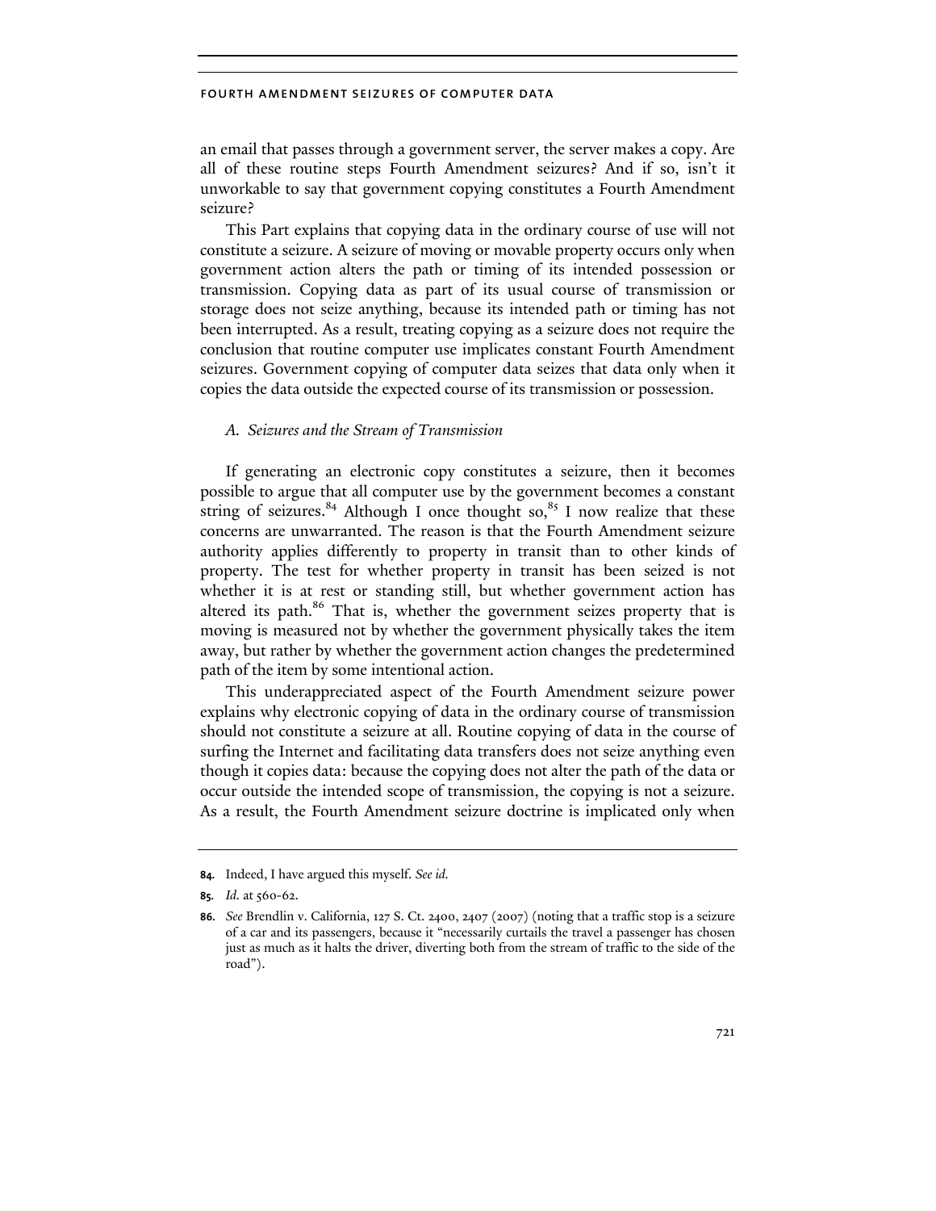an email that passes through a government server, the server makes a copy. Are all of these routine steps Fourth Amendment seizures? And if so, isn't it unworkable to say that government copying constitutes a Fourth Amendment seizure?

This Part explains that copying data in the ordinary course of use will not constitute a seizure. A seizure of moving or movable property occurs only when government action alters the path or timing of its intended possession or transmission. Copying data as part of its usual course of transmission or storage does not seize anything, because its intended path or timing has not been interrupted. As a result, treating copying as a seizure does not require the conclusion that routine computer use implicates constant Fourth Amendment seizures. Government copying of computer data seizes that data only when it copies the data outside the expected course of its transmission or possession.

### *A. Seizures and the Stream of Transmission*

If generating an electronic copy constitutes a seizure, then it becomes possible to argue that all computer use by the government becomes a constant string of seizures.[84] Although I once thought so,[85] I now realize that these concerns are unwarranted. The reason is that the Fourth Amendment seizure authority applies differently to property in transit than to other kinds of property. The test for whether property in transit has been seized is not whether it is at rest or standing still, but whether government action has altered its path.[86] That is, whether the government seizes property that is moving is measured not by whether the government physically takes the item away, but rather by whether the government action changes the predetermined path of the item by some intentional action.

This underappreciated aspect of the Fourth Amendment seizure power explains why electronic copying of data in the ordinary course of transmission should not constitute a seizure at all. Routine copying of data in the course of surfing the Internet and facilitating data transfers does not seize anything even though it copies data: because the copying does not alter the path of the data or occur outside the intended scope of transmission, the copying is not a seizure. As a result, the Fourth Amendment seizure doctrine is implicated only when

---

**84.** Indeed, I have argued this myself. *See id.*

**85.** *Id.* at 560-62.

**86.** *See* Brendlin v. California, 127 S. Ct. 2400, 2407 (2007) (noting that a traffic stop is a seizure of a car and its passengers, because it "necessarily curtails the travel a passenger has chosen just as much as it halts the driver, diverting both from the stream of traffic to the side of the road").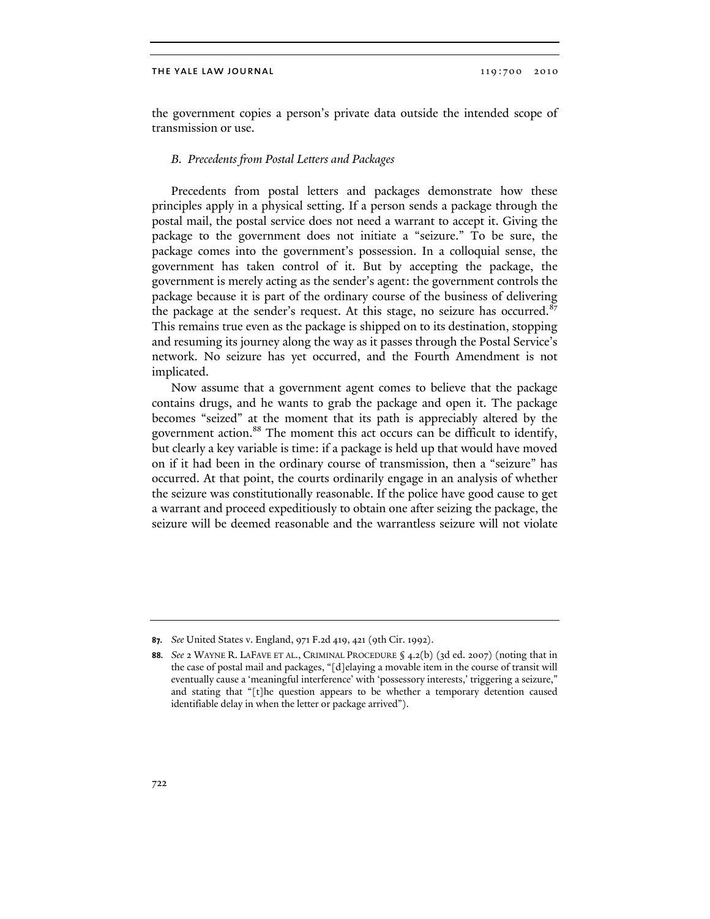the government copies a person's private data outside the intended scope of transmission or use.

### *B. Precedents from Postal Letters and Packages*

Precedents from postal letters and packages demonstrate how these principles apply in a physical setting. If a person sends a package through the postal mail, the postal service does not need a warrant to accept it. Giving the package to the government does not initiate a "seizure." To be sure, the package comes into the government's possession. In a colloquial sense, the government has taken control of it. But by accepting the package, the government is merely acting as the sender's agent: the government controls the package because it is part of the ordinary course of the business of delivering the package at the sender's request. At this stage, no seizure has occurred.[87] This remains true even as the package is shipped on to its destination, stopping and resuming its journey along the way as it passes through the Postal Service's network. No seizure has yet occurred, and the Fourth Amendment is not implicated.

Now assume that a government agent comes to believe that the package contains drugs, and he wants to grab the package and open it. The package becomes "seized" at the moment that its path is appreciably altered by the government action.[88] The moment this act occurs can be difficult to identify, but clearly a key variable is time: if a package is held up that would have moved on if it had been in the ordinary course of transmission, then a "seizure" has occurred. At that point, the courts ordinarily engage in an analysis of whether the seizure was constitutionally reasonable. If the police have good cause to get a warrant and proceed expeditiously to obtain one after seizing the package, the seizure will be deemed reasonable and the warrantless seizure will not violate

---

**87.** *See* United States v. England, 971 F.2d 419, 421 (9th Cir. 1992).

**88.** *See* 2 WAYNE R. LAFAVE ET AL., CRIMINAL PROCEDURE § 4.2(b) (3d ed. 2007) (noting that in the case of postal mail and packages, "[d]elaying a movable item in the course of transit will eventually cause a 'meaningful interference' with 'possessory interests,' triggering a seizure," and stating that "[t]he question appears to be whether a temporary detention caused identifiable delay in when the letter or package arrived").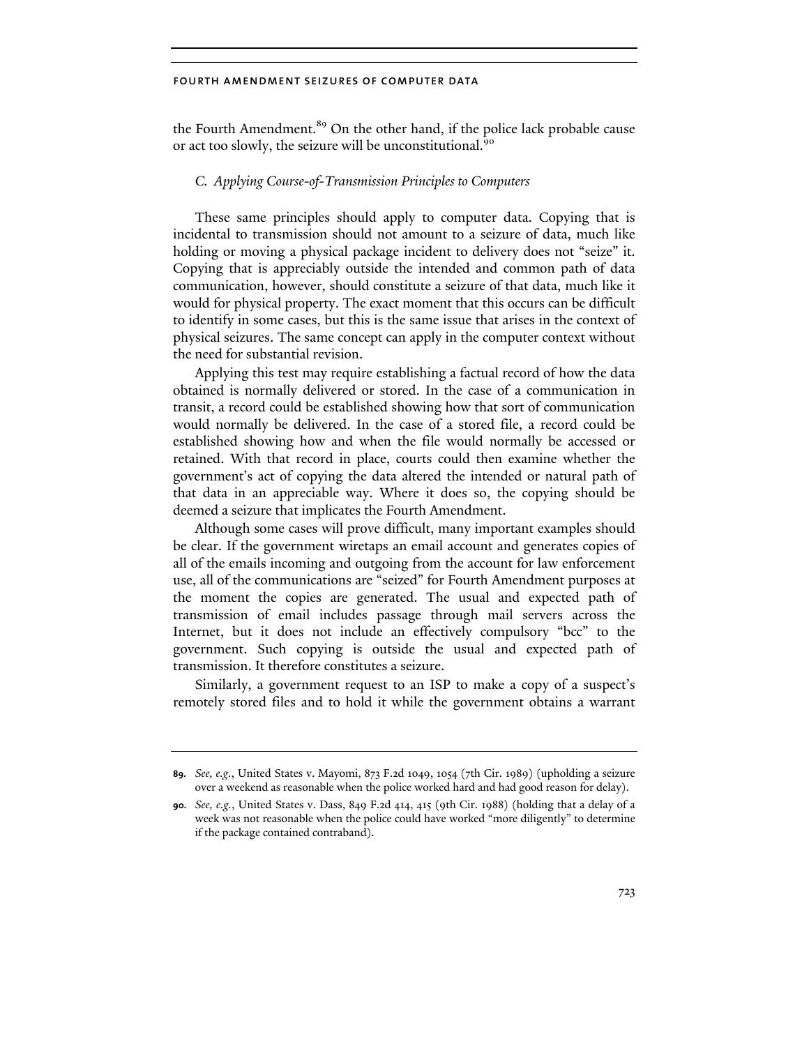the Fourth Amendment.[89] On the other hand, if the police lack probable cause or act too slowly, the seizure will be unconstitutional.[90]

### *C. Applying Course-of-Transmission Principles to Computers*

These same principles should apply to computer data. Copying that is incidental to transmission should not amount to a seizure of data, much like holding or moving a physical package incident to delivery does not "seize" it. Copying that is appreciably outside the intended and common path of data communication, however, should constitute a seizure of that data, much like it would for physical property. The exact moment that this occurs can be difficult to identify in some cases, but this is the same issue that arises in the context of physical seizures. The same concept can apply in the computer context without the need for substantial revision.

Applying this test may require establishing a factual record of how the data obtained is normally delivered or stored. In the case of a communication in transit, a record could be established showing how that sort of communication would normally be delivered. In the case of a stored file, a record could be established showing how and when the file would normally be accessed or retained. With that record in place, courts could then examine whether the government's act of copying the data altered the intended or natural path of that data in an appreciable way. Where it does so, the copying should be deemed a seizure that implicates the Fourth Amendment.

Although some cases will prove difficult, many important examples should be clear. If the government wiretaps an email account and generates copies of all of the emails incoming and outgoing from the account for law enforcement use, all of the communications are "seized" for Fourth Amendment purposes at the moment the copies are generated. The usual and expected path of transmission of email includes passage through mail servers across the Internet, but it does not include an effectively compulsory "bcc" to the government. Such copying is outside the usual and expected path of transmission. It therefore constitutes a seizure.

Similarly, a government request to an ISP to make a copy of a suspect's remotely stored files and to hold it while the government obtains a warrant

---

**89.** *See, e.g.*, United States v. Mayomi, 873 F.2d 1049, 1054 (7th Cir. 1989) (upholding a seizure over a weekend as reasonable when the police worked hard and had good reason for delay).

**90.** *See, e.g.*, United States v. Dass, 849 F.2d 414, 415 (9th Cir. 1988) (holding that a delay of a week was not reasonable when the police could have worked "more diligently" to determine if the package contained contraband).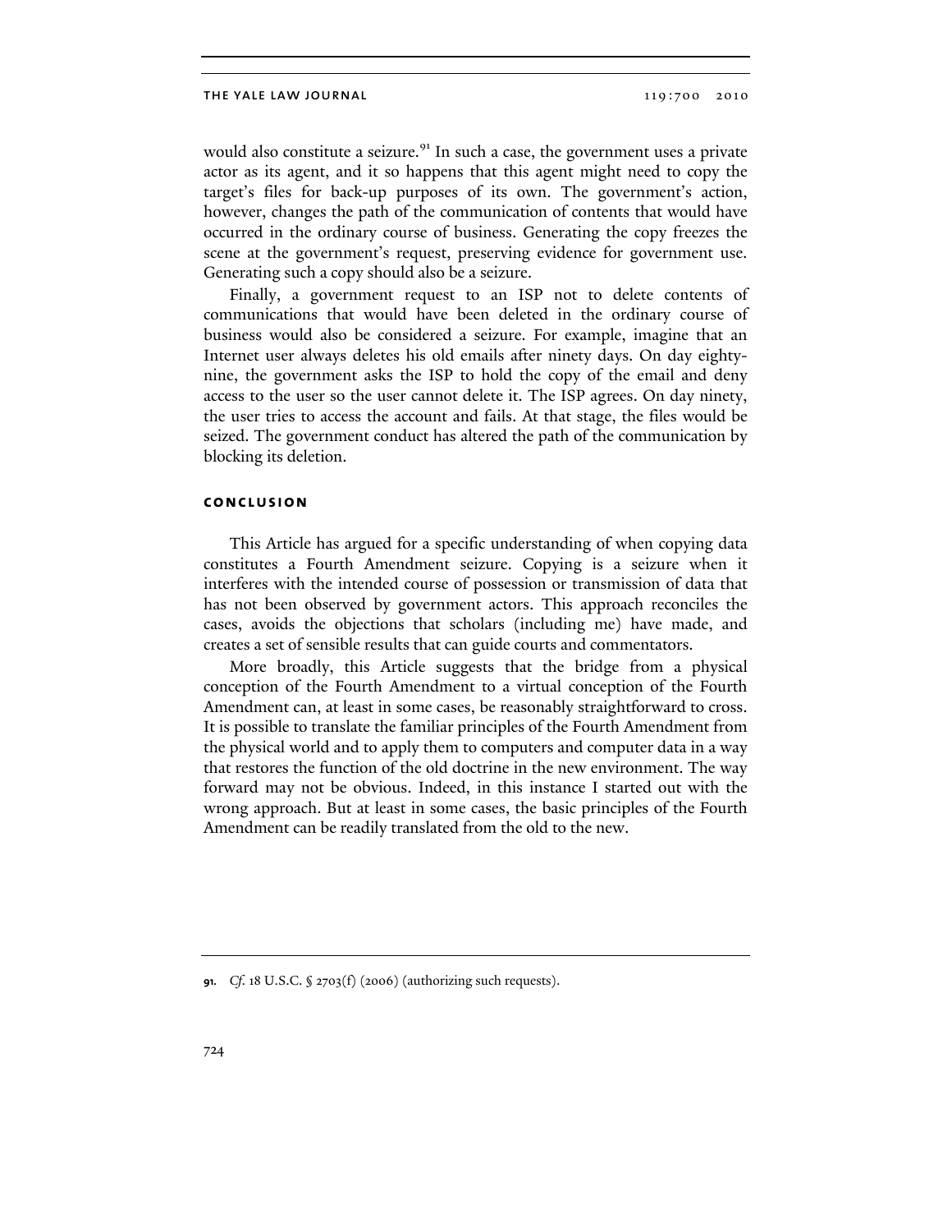would also constitute a seizure.[91] In such a case, the government uses a private actor as its agent, and it so happens that this agent might need to copy the target's files for back-up purposes of its own. The government's action, however, changes the path of the communication of contents that would have occurred in the ordinary course of business. Generating the copy freezes the scene at the government's request, preserving evidence for government use. Generating such a copy should also be a seizure.

Finally, a government request to an ISP not to delete contents of communications that would have been deleted in the ordinary course of business would also be considered a seizure. For example, imagine that an Internet user always deletes his old emails after ninety days. On day eighty-nine, the government asks the ISP to hold the copy of the email and deny access to the user so the user cannot delete it. The ISP agrees. On day ninety, the user tries to access the account and fails. At that stage, the files would be seized. The government conduct has altered the path of the communication by blocking its deletion.

## CONCLUSION

This Article has argued for a specific understanding of when copying data constitutes a Fourth Amendment seizure. Copying is a seizure when it interferes with the intended course of possession or transmission of data that has not been observed by government actors. This approach reconciles the cases, avoids the objections that scholars (including me) have made, and creates a set of sensible results that can guide courts and commentators.

More broadly, this Article suggests that the bridge from a physical conception of the Fourth Amendment to a virtual conception of the Fourth Amendment can, at least in some cases, be reasonably straightforward to cross. It is possible to translate the familiar principles of the Fourth Amendment from the physical world and to apply them to computers and computer data in a way that restores the function of the old doctrine in the new environment. The way forward may not be obvious. Indeed, in this instance I started out with the wrong approach. But at least in some cases, the basic principles of the Fourth Amendment can be readily translated from the old to the new.

---

**91.** *Cf.* 18 U.S.C. § 2703(f) (2006) (authorizing such requests).